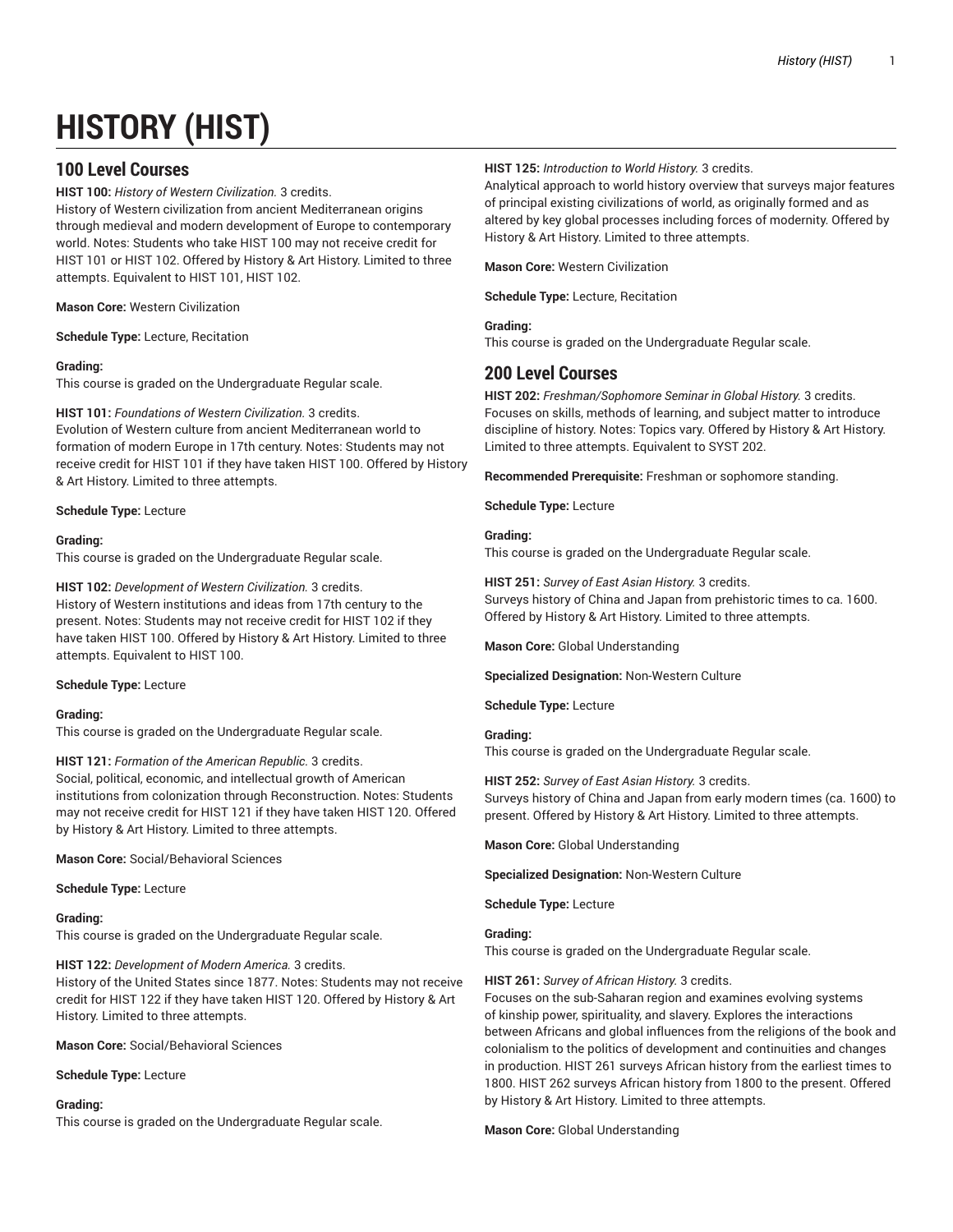# HISTORY (HIST)

## 100 Level Courses

**HIST 100:** *History of Western Civilization.* 3 credits.
History of Western civilization from ancient Mediterranean origins through medieval and modern development of Europe to contemporary world. Notes: Students who take HIST 100 may not receive credit for HIST 101 or HIST 102. Offered by History & Art History. Limited to three attempts. Equivalent to HIST 101, HIST 102.

**Mason Core:** Western Civilization

**Schedule Type:** Lecture, Recitation

**Grading:**
This course is graded on the Undergraduate Regular scale.

**HIST 101:** *Foundations of Western Civilization.* 3 credits.
Evolution of Western culture from ancient Mediterranean world to formation of modern Europe in 17th century. Notes: Students may not receive credit for HIST 101 if they have taken HIST 100. Offered by History & Art History. Limited to three attempts.

**Schedule Type:** Lecture

**Grading:**
This course is graded on the Undergraduate Regular scale.

**HIST 102:** *Development of Western Civilization.* 3 credits.
History of Western institutions and ideas from 17th century to the present. Notes: Students may not receive credit for HIST 102 if they have taken HIST 100. Offered by History & Art History. Limited to three attempts. Equivalent to HIST 100.

**Schedule Type:** Lecture

**Grading:**
This course is graded on the Undergraduate Regular scale.

**HIST 121:** *Formation of the American Republic.* 3 credits.
Social, political, economic, and intellectual growth of American institutions from colonization through Reconstruction. Notes: Students may not receive credit for HIST 121 if they have taken HIST 120. Offered by History & Art History. Limited to three attempts.

**Mason Core:** Social/Behavioral Sciences

**Schedule Type:** Lecture

**Grading:**
This course is graded on the Undergraduate Regular scale.

**HIST 122:** *Development of Modern America.* 3 credits.
History of the United States since 1877. Notes: Students may not receive credit for HIST 122 if they have taken HIST 120. Offered by History & Art History. Limited to three attempts.

**Mason Core:** Social/Behavioral Sciences

**Schedule Type:** Lecture

**Grading:**
This course is graded on the Undergraduate Regular scale.

**HIST 125:** *Introduction to World History.* 3 credits.
Analytical approach to world history overview that surveys major features of principal existing civilizations of world, as originally formed and as altered by key global processes including forces of modernity. Offered by History & Art History. Limited to three attempts.

**Mason Core:** Western Civilization

**Schedule Type:** Lecture, Recitation

**Grading:**
This course is graded on the Undergraduate Regular scale.

## 200 Level Courses

**HIST 202:** *Freshman/Sophomore Seminar in Global History.* 3 credits.
Focuses on skills, methods of learning, and subject matter to introduce discipline of history. Notes: Topics vary. Offered by History & Art History. Limited to three attempts. Equivalent to SYST 202.

**Recommended Prerequisite:** Freshman or sophomore standing.

**Schedule Type:** Lecture

**Grading:**
This course is graded on the Undergraduate Regular scale.

**HIST 251:** *Survey of East Asian History.* 3 credits.
Surveys history of China and Japan from prehistoric times to ca. 1600. Offered by History & Art History. Limited to three attempts.

**Mason Core:** Global Understanding

**Specialized Designation:** Non-Western Culture

**Schedule Type:** Lecture

**Grading:**
This course is graded on the Undergraduate Regular scale.

**HIST 252:** *Survey of East Asian History.* 3 credits.
Surveys history of China and Japan from early modern times (ca. 1600) to present. Offered by History & Art History. Limited to three attempts.

**Mason Core:** Global Understanding

**Specialized Designation:** Non-Western Culture

**Schedule Type:** Lecture

**Grading:**
This course is graded on the Undergraduate Regular scale.

**HIST 261:** *Survey of African History.* 3 credits.
Focuses on the sub-Saharan region and examines evolving systems of kinship power, spirituality, and slavery. Explores the interactions between Africans and global influences from the religions of the book and colonialism to the politics of development and continuities and changes in production. HIST 261 surveys African history from the earliest times to 1800. HIST 262 surveys African history from 1800 to the present. Offered by History & Art History. Limited to three attempts.

**Mason Core:** Global Understanding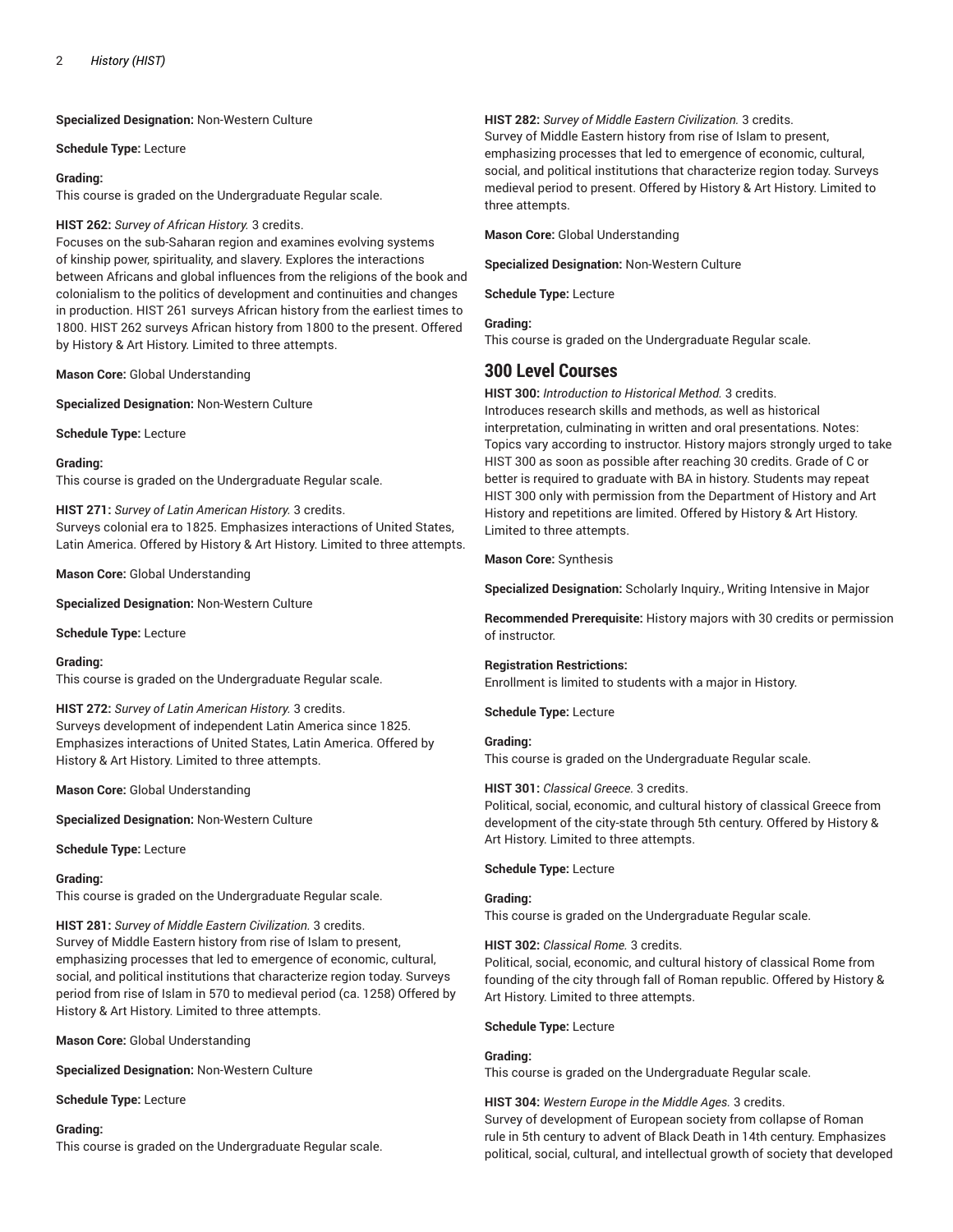**Specialized Designation:** Non-Western Culture

**Schedule Type:** Lecture

**Grading:**
This course is graded on the Undergraduate Regular scale.

**HIST 262:** *Survey of African History.* 3 credits.
Focuses on the sub-Saharan region and examines evolving systems of kinship power, spirituality, and slavery. Explores the interactions between Africans and global influences from the religions of the book and colonialism to the politics of development and continuities and changes in production. HIST 261 surveys African history from the earliest times to 1800. HIST 262 surveys African history from 1800 to the present. Offered by History & Art History. Limited to three attempts.

**Mason Core:** Global Understanding

**Specialized Designation:** Non-Western Culture

**Schedule Type:** Lecture

**Grading:**
This course is graded on the Undergraduate Regular scale.

**HIST 271:** *Survey of Latin American History.* 3 credits.
Surveys colonial era to 1825. Emphasizes interactions of United States, Latin America. Offered by History & Art History. Limited to three attempts.

**Mason Core:** Global Understanding

**Specialized Designation:** Non-Western Culture

**Schedule Type:** Lecture

**Grading:**
This course is graded on the Undergraduate Regular scale.

**HIST 272:** *Survey of Latin American History.* 3 credits.
Surveys development of independent Latin America since 1825. Emphasizes interactions of United States, Latin America. Offered by History & Art History. Limited to three attempts.

**Mason Core:** Global Understanding

**Specialized Designation:** Non-Western Culture

**Schedule Type:** Lecture

**Grading:**
This course is graded on the Undergraduate Regular scale.

**HIST 281:** *Survey of Middle Eastern Civilization.* 3 credits.
Survey of Middle Eastern history from rise of Islam to present, emphasizing processes that led to emergence of economic, cultural, social, and political institutions that characterize region today. Surveys period from rise of Islam in 570 to medieval period (ca. 1258) Offered by History & Art History. Limited to three attempts.

**Mason Core:** Global Understanding

**Specialized Designation:** Non-Western Culture

**Schedule Type:** Lecture

**Grading:**
This course is graded on the Undergraduate Regular scale.

**HIST 282:** *Survey of Middle Eastern Civilization.* 3 credits.
Survey of Middle Eastern history from rise of Islam to present, emphasizing processes that led to emergence of economic, cultural, social, and political institutions that characterize region today. Surveys medieval period to present. Offered by History & Art History. Limited to three attempts.

**Mason Core:** Global Understanding

**Specialized Designation:** Non-Western Culture

**Schedule Type:** Lecture

**Grading:**
This course is graded on the Undergraduate Regular scale.

## 300 Level Courses

**HIST 300:** *Introduction to Historical Method.* 3 credits.
Introduces research skills and methods, as well as historical interpretation, culminating in written and oral presentations. Notes: Topics vary according to instructor. History majors strongly urged to take HIST 300 as soon as possible after reaching 30 credits. Grade of C or better is required to graduate with BA in history. Students may repeat HIST 300 only with permission from the Department of History and Art History and repetitions are limited. Offered by History & Art History. Limited to three attempts.

**Mason Core:** Synthesis

**Specialized Designation:** Scholarly Inquiry., Writing Intensive in Major

**Recommended Prerequisite:** History majors with 30 credits or permission of instructor.

**Registration Restrictions:**
Enrollment is limited to students with a major in History.

**Schedule Type:** Lecture

**Grading:**
This course is graded on the Undergraduate Regular scale.

**HIST 301:** *Classical Greece.* 3 credits.
Political, social, economic, and cultural history of classical Greece from development of the city-state through 5th century. Offered by History & Art History. Limited to three attempts.

**Schedule Type:** Lecture

**Grading:**
This course is graded on the Undergraduate Regular scale.

**HIST 302:** *Classical Rome.* 3 credits.
Political, social, economic, and cultural history of classical Rome from founding of the city through fall of Roman republic. Offered by History & Art History. Limited to three attempts.

**Schedule Type:** Lecture

**Grading:**
This course is graded on the Undergraduate Regular scale.

**HIST 304:** *Western Europe in the Middle Ages.* 3 credits.
Survey of development of European society from collapse of Roman rule in 5th century to advent of Black Death in 14th century. Emphasizes political, social, cultural, and intellectual growth of society that developed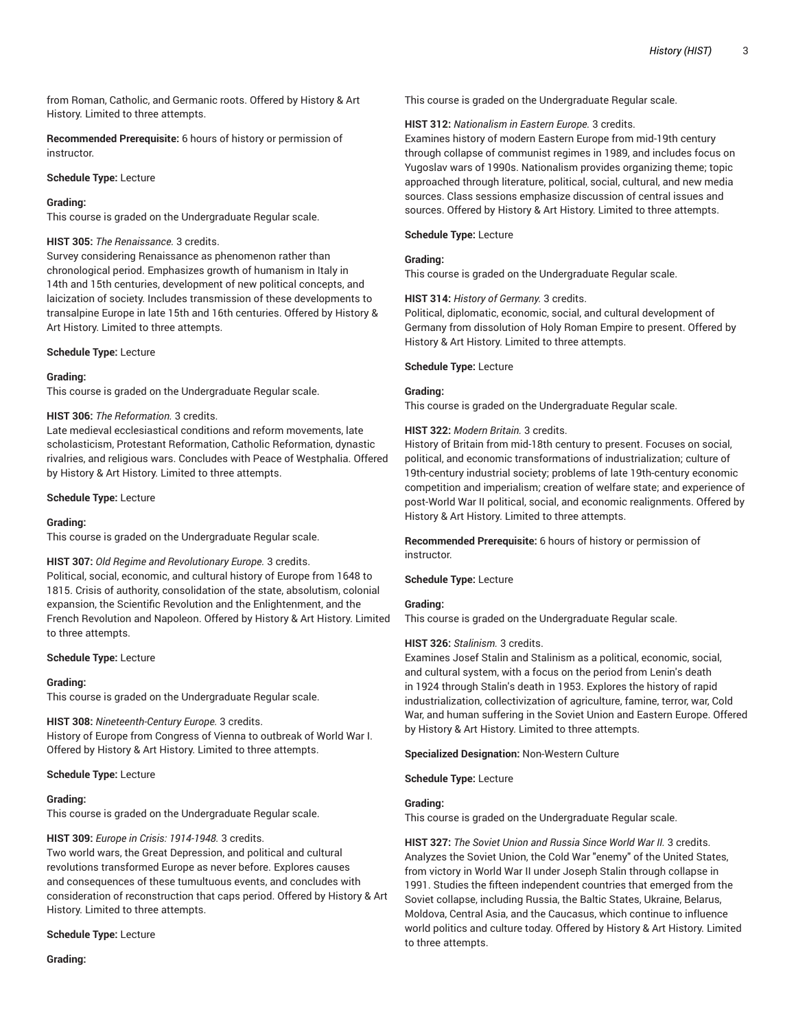from Roman, Catholic, and Germanic roots. Offered by History & Art History. Limited to three attempts.

**Recommended Prerequisite:** 6 hours of history or permission of instructor.

**Schedule Type:** Lecture

**Grading:**
This course is graded on the Undergraduate Regular scale.

**HIST 305:** *The Renaissance.* 3 credits.
Survey considering Renaissance as phenomenon rather than chronological period. Emphasizes growth of humanism in Italy in 14th and 15th centuries, development of new political concepts, and laicization of society. Includes transmission of these developments to transalpine Europe in late 15th and 16th centuries. Offered by History & Art History. Limited to three attempts.

**Schedule Type:** Lecture

**Grading:**
This course is graded on the Undergraduate Regular scale.

**HIST 306:** *The Reformation.* 3 credits.
Late medieval ecclesiastical conditions and reform movements, late scholasticism, Protestant Reformation, Catholic Reformation, dynastic rivalries, and religious wars. Concludes with Peace of Westphalia. Offered by History & Art History. Limited to three attempts.

**Schedule Type:** Lecture

**Grading:**
This course is graded on the Undergraduate Regular scale.

**HIST 307:** *Old Regime and Revolutionary Europe.* 3 credits.
Political, social, economic, and cultural history of Europe from 1648 to 1815. Crisis of authority, consolidation of the state, absolutism, colonial expansion, the Scientific Revolution and the Enlightenment, and the French Revolution and Napoleon. Offered by History & Art History. Limited to three attempts.

**Schedule Type:** Lecture

**Grading:**
This course is graded on the Undergraduate Regular scale.

**HIST 308:** *Nineteenth-Century Europe.* 3 credits.
History of Europe from Congress of Vienna to outbreak of World War I. Offered by History & Art History. Limited to three attempts.

**Schedule Type:** Lecture

**Grading:**
This course is graded on the Undergraduate Regular scale.

**HIST 309:** *Europe in Crisis: 1914-1948.* 3 credits.
Two world wars, the Great Depression, and political and cultural revolutions transformed Europe as never before. Explores causes and consequences of these tumultuous events, and concludes with consideration of reconstruction that caps period. Offered by History & Art History. Limited to three attempts.

**Schedule Type:** Lecture

**Grading:**
This course is graded on the Undergraduate Regular scale.

**HIST 312:** *Nationalism in Eastern Europe.* 3 credits.
Examines history of modern Eastern Europe from mid-19th century through collapse of communist regimes in 1989, and includes focus on Yugoslav wars of 1990s. Nationalism provides organizing theme; topic approached through literature, political, social, cultural, and new media sources. Class sessions emphasize discussion of central issues and sources. Offered by History & Art History. Limited to three attempts.

**Schedule Type:** Lecture

**Grading:**
This course is graded on the Undergraduate Regular scale.

**HIST 314:** *History of Germany.* 3 credits.
Political, diplomatic, economic, social, and cultural development of Germany from dissolution of Holy Roman Empire to present. Offered by History & Art History. Limited to three attempts.

**Schedule Type:** Lecture

**Grading:**
This course is graded on the Undergraduate Regular scale.

**HIST 322:** *Modern Britain.* 3 credits.
History of Britain from mid-18th century to present. Focuses on social, political, and economic transformations of industrialization; culture of 19th-century industrial society; problems of late 19th-century economic competition and imperialism; creation of welfare state; and experience of post-World War II political, social, and economic realignments. Offered by History & Art History. Limited to three attempts.

**Recommended Prerequisite:** 6 hours of history or permission of instructor.

**Schedule Type:** Lecture

**Grading:**
This course is graded on the Undergraduate Regular scale.

**HIST 326:** *Stalinism.* 3 credits.
Examines Josef Stalin and Stalinism as a political, economic, social, and cultural system, with a focus on the period from Lenin's death in 1924 through Stalin's death in 1953. Explores the history of rapid industrialization, collectivization of agriculture, famine, terror, war, Cold War, and human suffering in the Soviet Union and Eastern Europe. Offered by History & Art History. Limited to three attempts.

**Specialized Designation:** Non-Western Culture

**Schedule Type:** Lecture

**Grading:**
This course is graded on the Undergraduate Regular scale.

**HIST 327:** *The Soviet Union and Russia Since World War II.* 3 credits.
Analyzes the Soviet Union, the Cold War "enemy" of the United States, from victory in World War II under Joseph Stalin through collapse in 1991. Studies the fifteen independent countries that emerged from the Soviet collapse, including Russia, the Baltic States, Ukraine, Belarus, Moldova, Central Asia, and the Caucasus, which continue to influence world politics and culture today. Offered by History & Art History. Limited to three attempts.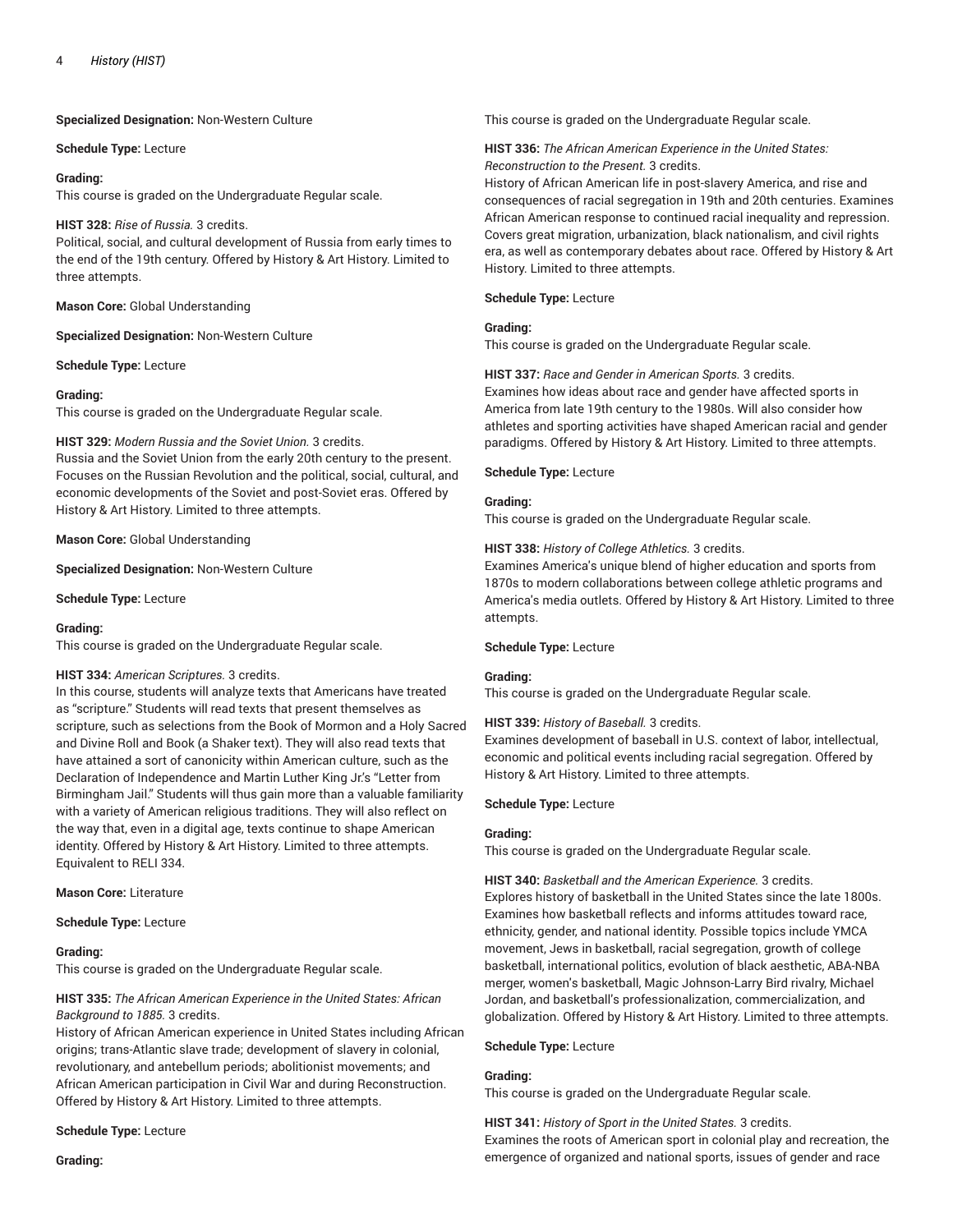**Specialized Designation:** Non-Western Culture

**Schedule Type:** Lecture

**Grading:**
This course is graded on the Undergraduate Regular scale.

**HIST 328:** *Rise of Russia.* 3 credits.
Political, social, and cultural development of Russia from early times to the end of the 19th century. Offered by History & Art History. Limited to three attempts.

**Mason Core:** Global Understanding

**Specialized Designation:** Non-Western Culture

**Schedule Type:** Lecture

**Grading:**
This course is graded on the Undergraduate Regular scale.

**HIST 329:** *Modern Russia and the Soviet Union.* 3 credits.
Russia and the Soviet Union from the early 20th century to the present. Focuses on the Russian Revolution and the political, social, cultural, and economic developments of the Soviet and post-Soviet eras. Offered by History & Art History. Limited to three attempts.

**Mason Core:** Global Understanding

**Specialized Designation:** Non-Western Culture

**Schedule Type:** Lecture

**Grading:**
This course is graded on the Undergraduate Regular scale.

**HIST 334:** *American Scriptures.* 3 credits.
In this course, students will analyze texts that Americans have treated as "scripture." Students will read texts that present themselves as scripture, such as selections from the Book of Mormon and a Holy Sacred and Divine Roll and Book (a Shaker text). They will also read texts that have attained a sort of canonicity within American culture, such as the Declaration of Independence and Martin Luther King Jr.'s "Letter from Birmingham Jail." Students will thus gain more than a valuable familiarity with a variety of American religious traditions. They will also reflect on the way that, even in a digital age, texts continue to shape American identity. Offered by History & Art History. Limited to three attempts. Equivalent to RELI 334.

**Mason Core:** Literature

**Schedule Type:** Lecture

**Grading:**
This course is graded on the Undergraduate Regular scale.

**HIST 335:** *The African American Experience in the United States: African Background to 1885.* 3 credits.
History of African American experience in United States including African origins; trans-Atlantic slave trade; development of slavery in colonial, revolutionary, and antebellum periods; abolitionist movements; and African American participation in Civil War and during Reconstruction. Offered by History & Art History. Limited to three attempts.

**Schedule Type:** Lecture

**Grading:**
This course is graded on the Undergraduate Regular scale.

**HIST 336:** *The African American Experience in the United States: Reconstruction to the Present.* 3 credits.
History of African American life in post-slavery America, and rise and consequences of racial segregation in 19th and 20th centuries. Examines African American response to continued racial inequality and repression. Covers great migration, urbanization, black nationalism, and civil rights era, as well as contemporary debates about race. Offered by History & Art History. Limited to three attempts.

**Schedule Type:** Lecture

**Grading:**
This course is graded on the Undergraduate Regular scale.

**HIST 337:** *Race and Gender in American Sports.* 3 credits.
Examines how ideas about race and gender have affected sports in America from late 19th century to the 1980s. Will also consider how athletes and sporting activities have shaped American racial and gender paradigms. Offered by History & Art History. Limited to three attempts.

**Schedule Type:** Lecture

**Grading:**
This course is graded on the Undergraduate Regular scale.

**HIST 338:** *History of College Athletics.* 3 credits.
Examines America's unique blend of higher education and sports from 1870s to modern collaborations between college athletic programs and America's media outlets. Offered by History & Art History. Limited to three attempts.

**Schedule Type:** Lecture

**Grading:**
This course is graded on the Undergraduate Regular scale.

**HIST 339:** *History of Baseball.* 3 credits.
Examines development of baseball in U.S. context of labor, intellectual, economic and political events including racial segregation. Offered by History & Art History. Limited to three attempts.

**Schedule Type:** Lecture

**Grading:**
This course is graded on the Undergraduate Regular scale.

**HIST 340:** *Basketball and the American Experience.* 3 credits.
Explores history of basketball in the United States since the late 1800s. Examines how basketball reflects and informs attitudes toward race, ethnicity, gender, and national identity. Possible topics include YMCA movement, Jews in basketball, racial segregation, growth of college basketball, international politics, evolution of black aesthetic, ABA-NBA merger, women's basketball, Magic Johnson-Larry Bird rivalry, Michael Jordan, and basketball's professionalization, commercialization, and globalization. Offered by History & Art History. Limited to three attempts.

**Schedule Type:** Lecture

**Grading:**
This course is graded on the Undergraduate Regular scale.

**HIST 341:** *History of Sport in the United States.* 3 credits.
Examines the roots of American sport in colonial play and recreation, the emergence of organized and national sports, issues of gender and race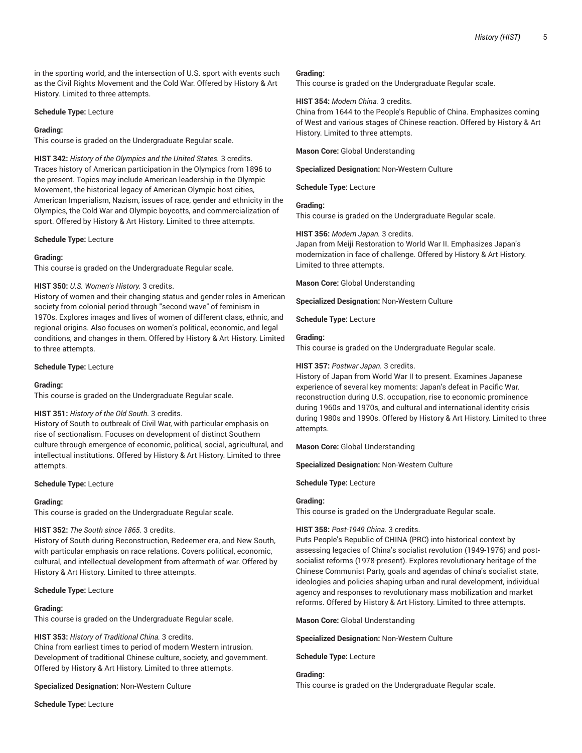in the sporting world, and the intersection of U.S. sport with events such as the Civil Rights Movement and the Cold War. Offered by History & Art History. Limited to three attempts.

**Schedule Type:** Lecture

**Grading:**
This course is graded on the Undergraduate Regular scale.

**HIST 342:** *History of the Olympics and the United States.* 3 credits.
Traces history of American participation in the Olympics from 1896 to the present. Topics may include American leadership in the Olympic Movement, the historical legacy of American Olympic host cities, American Imperialism, Nazism, issues of race, gender and ethnicity in the Olympics, the Cold War and Olympic boycotts, and commercialization of sport. Offered by History & Art History. Limited to three attempts.

**Schedule Type:** Lecture

**Grading:**
This course is graded on the Undergraduate Regular scale.

**HIST 350:** *U.S. Women's History.* 3 credits.
History of women and their changing status and gender roles in American society from colonial period through "second wave" of feminism in 1970s. Explores images and lives of women of different class, ethnic, and regional origins. Also focuses on women's political, economic, and legal conditions, and changes in them. Offered by History & Art History. Limited to three attempts.

**Schedule Type:** Lecture

**Grading:**
This course is graded on the Undergraduate Regular scale.

**HIST 351:** *History of the Old South.* 3 credits.
History of South to outbreak of Civil War, with particular emphasis on rise of sectionalism. Focuses on development of distinct Southern culture through emergence of economic, political, social, agricultural, and intellectual institutions. Offered by History & Art History. Limited to three attempts.

**Schedule Type:** Lecture

**Grading:**
This course is graded on the Undergraduate Regular scale.

**HIST 352:** *The South since 1865.* 3 credits.
History of South during Reconstruction, Redeemer era, and New South, with particular emphasis on race relations. Covers political, economic, cultural, and intellectual development from aftermath of war. Offered by History & Art History. Limited to three attempts.

**Schedule Type:** Lecture

**Grading:**
This course is graded on the Undergraduate Regular scale.

**HIST 353:** *History of Traditional China.* 3 credits.
China from earliest times to period of modern Western intrusion. Development of traditional Chinese culture, society, and government. Offered by History & Art History. Limited to three attempts.

**Specialized Designation:** Non-Western Culture

**Schedule Type:** Lecture

**Grading:**
This course is graded on the Undergraduate Regular scale.

**HIST 354:** *Modern China.* 3 credits.
China from 1644 to the People's Republic of China. Emphasizes coming of West and various stages of Chinese reaction. Offered by History & Art History. Limited to three attempts.

**Mason Core:** Global Understanding

**Specialized Designation:** Non-Western Culture

**Schedule Type:** Lecture

**Grading:**
This course is graded on the Undergraduate Regular scale.

**HIST 356:** *Modern Japan.* 3 credits.
Japan from Meiji Restoration to World War II. Emphasizes Japan's modernization in face of challenge. Offered by History & Art History. Limited to three attempts.

**Mason Core:** Global Understanding

**Specialized Designation:** Non-Western Culture

**Schedule Type:** Lecture

**Grading:**
This course is graded on the Undergraduate Regular scale.

**HIST 357:** *Postwar Japan.* 3 credits.
History of Japan from World War II to present. Examines Japanese experience of several key moments: Japan's defeat in Pacific War, reconstruction during U.S. occupation, rise to economic prominence during 1960s and 1970s, and cultural and international identity crisis during 1980s and 1990s. Offered by History & Art History. Limited to three attempts.

**Mason Core:** Global Understanding

**Specialized Designation:** Non-Western Culture

**Schedule Type:** Lecture

**Grading:**
This course is graded on the Undergraduate Regular scale.

**HIST 358:** *Post-1949 China.* 3 credits.
Puts People's Republic of CHINA (PRC) into historical context by assessing legacies of China's socialist revolution (1949-1976) and post-socialist reforms (1978-present). Explores revolutionary heritage of the Chinese Communist Party, goals and agendas of china's socialist state, ideologies and policies shaping urban and rural development, individual agency and responses to revolutionary mass mobilization and market reforms. Offered by History & Art History. Limited to three attempts.

**Mason Core:** Global Understanding

**Specialized Designation:** Non-Western Culture

**Schedule Type:** Lecture

**Grading:**
This course is graded on the Undergraduate Regular scale.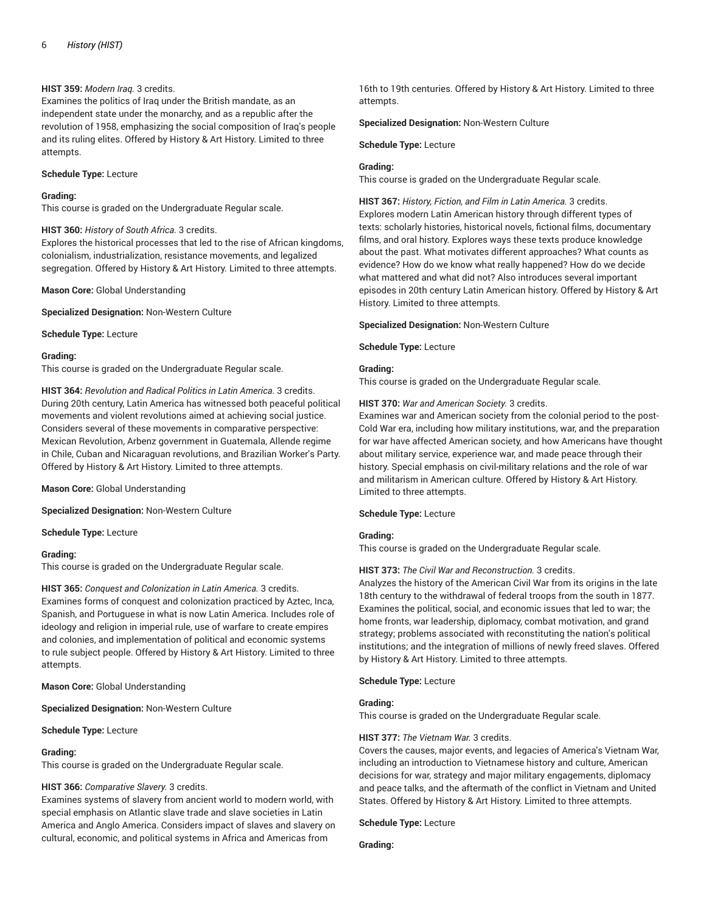**HIST 359:** *Modern Iraq.* 3 credits.
Examines the politics of Iraq under the British mandate, as an independent state under the monarchy, and as a republic after the revolution of 1958, emphasizing the social composition of Iraq's people and its ruling elites. Offered by History & Art History. Limited to three attempts.

**Schedule Type:** Lecture

**Grading:**
This course is graded on the Undergraduate Regular scale.

**HIST 360:** *History of South Africa.* 3 credits.
Explores the historical processes that led to the rise of African kingdoms, colonialism, industrialization, resistance movements, and legalized segregation. Offered by History & Art History. Limited to three attempts.

**Mason Core:** Global Understanding

**Specialized Designation:** Non-Western Culture

**Schedule Type:** Lecture

**Grading:**
This course is graded on the Undergraduate Regular scale.

**HIST 364:** *Revolution and Radical Politics in Latin America.* 3 credits.
During 20th century, Latin America has witnessed both peaceful political movements and violent revolutions aimed at achieving social justice. Considers several of these movements in comparative perspective: Mexican Revolution, Arbenz government in Guatemala, Allende regime in Chile, Cuban and Nicaraguan revolutions, and Brazilian Worker's Party. Offered by History & Art History. Limited to three attempts.

**Mason Core:** Global Understanding

**Specialized Designation:** Non-Western Culture

**Schedule Type:** Lecture

**Grading:**
This course is graded on the Undergraduate Regular scale.

**HIST 365:** *Conquest and Colonization in Latin America.* 3 credits.
Examines forms of conquest and colonization practiced by Aztec, Inca, Spanish, and Portuguese in what is now Latin America. Includes role of ideology and religion in imperial rule, use of warfare to create empires and colonies, and implementation of political and economic systems to rule subject people. Offered by History & Art History. Limited to three attempts.

**Mason Core:** Global Understanding

**Specialized Designation:** Non-Western Culture

**Schedule Type:** Lecture

**Grading:**
This course is graded on the Undergraduate Regular scale.

**HIST 366:** *Comparative Slavery.* 3 credits.
Examines systems of slavery from ancient world to modern world, with special emphasis on Atlantic slave trade and slave societies in Latin America and Anglo America. Considers impact of slaves and slavery on cultural, economic, and political systems in Africa and Americas from 16th to 19th centuries. Offered by History & Art History. Limited to three attempts.

**Specialized Designation:** Non-Western Culture

**Schedule Type:** Lecture

**Grading:**
This course is graded on the Undergraduate Regular scale.

**HIST 367:** *History, Fiction, and Film in Latin America.* 3 credits.
Explores modern Latin American history through different types of texts: scholarly histories, historical novels, fictional films, documentary films, and oral history. Explores ways these texts produce knowledge about the past. What motivates different approaches? What counts as evidence? How do we know what really happened? How do we decide what mattered and what did not? Also introduces several important episodes in 20th century Latin American history. Offered by History & Art History. Limited to three attempts.

**Specialized Designation:** Non-Western Culture

**Schedule Type:** Lecture

**Grading:**
This course is graded on the Undergraduate Regular scale.

**HIST 370:** *War and American Society.* 3 credits.
Examines war and American society from the colonial period to the post-Cold War era, including how military institutions, war, and the preparation for war have affected American society, and how Americans have thought about military service, experience war, and made peace through their history. Special emphasis on civil-military relations and the role of war and militarism in American culture. Offered by History & Art History. Limited to three attempts.

**Schedule Type:** Lecture

**Grading:**
This course is graded on the Undergraduate Regular scale.

**HIST 373:** *The Civil War and Reconstruction.* 3 credits.
Analyzes the history of the American Civil War from its origins in the late 18th century to the withdrawal of federal troops from the south in 1877. Examines the political, social, and economic issues that led to war; the home fronts, war leadership, diplomacy, combat motivation, and grand strategy; problems associated with reconstituting the nation's political institutions; and the integration of millions of newly freed slaves. Offered by History & Art History. Limited to three attempts.

**Schedule Type:** Lecture

**Grading:**
This course is graded on the Undergraduate Regular scale.

**HIST 377:** *The Vietnam War.* 3 credits.
Covers the causes, major events, and legacies of America's Vietnam War, including an introduction to Vietnamese history and culture, American decisions for war, strategy and major military engagements, diplomacy and peace talks, and the aftermath of the conflict in Vietnam and United States. Offered by History & Art History. Limited to three attempts.

**Schedule Type:** Lecture

**Grading:**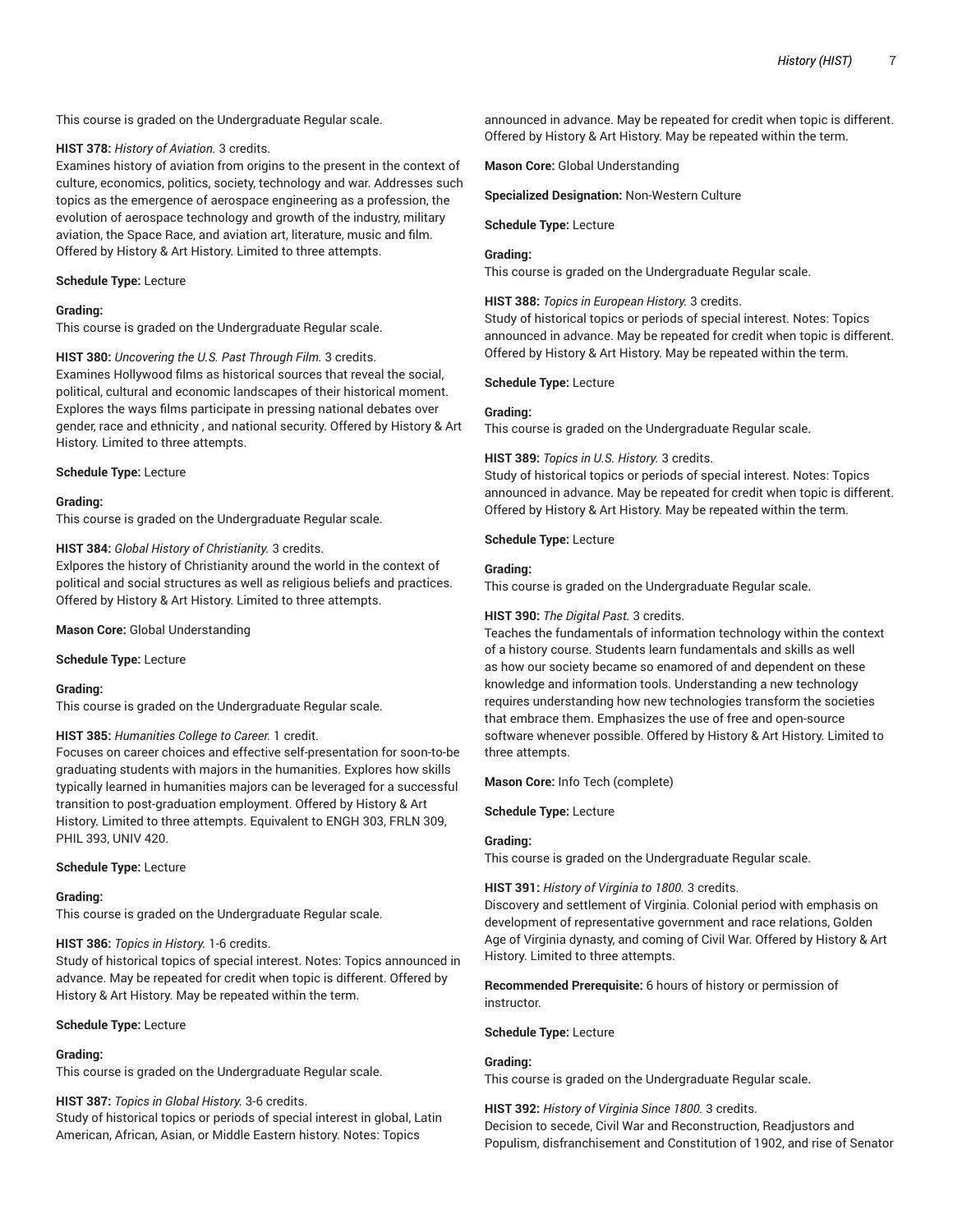This course is graded on the Undergraduate Regular scale.

**HIST 378:** *History of Aviation.* 3 credits.
Examines history of aviation from origins to the present in the context of culture, economics, politics, society, technology and war. Addresses such topics as the emergence of aerospace engineering as a profession, the evolution of aerospace technology and growth of the industry, military aviation, the Space Race, and aviation art, literature, music and film. Offered by History & Art History. Limited to three attempts.

**Schedule Type:** Lecture

**Grading:**
This course is graded on the Undergraduate Regular scale.

**HIST 380:** *Uncovering the U.S. Past Through Film.* 3 credits.
Examines Hollywood films as historical sources that reveal the social, political, cultural and economic landscapes of their historical moment. Explores the ways films participate in pressing national debates over gender, race and ethnicity , and national security. Offered by History & Art History. Limited to three attempts.

**Schedule Type:** Lecture

**Grading:**
This course is graded on the Undergraduate Regular scale.

**HIST 384:** *Global History of Christianity.* 3 credits.
Exlpores the history of Christianity around the world in the context of political and social structures as well as religious beliefs and practices. Offered by History & Art History. Limited to three attempts.

**Mason Core:** Global Understanding

**Schedule Type:** Lecture

**Grading:**
This course is graded on the Undergraduate Regular scale.

**HIST 385:** *Humanities College to Career.* 1 credit.
Focuses on career choices and effective self-presentation for soon-to-be graduating students with majors in the humanities. Explores how skills typically learned in humanities majors can be leveraged for a successful transition to post-graduation employment. Offered by History & Art History. Limited to three attempts. Equivalent to ENGH 303, FRLN 309, PHIL 393, UNIV 420.

**Schedule Type:** Lecture

**Grading:**
This course is graded on the Undergraduate Regular scale.

**HIST 386:** *Topics in History.* 1-6 credits.
Study of historical topics of special interest. Notes: Topics announced in advance. May be repeated for credit when topic is different. Offered by History & Art History. May be repeated within the term.

**Schedule Type:** Lecture

**Grading:**
This course is graded on the Undergraduate Regular scale.

**HIST 387:** *Topics in Global History.* 3-6 credits.
Study of historical topics or periods of special interest in global, Latin American, African, Asian, or Middle Eastern history. Notes: Topics announced in advance. May be repeated for credit when topic is different. Offered by History & Art History. May be repeated within the term.

**Mason Core:** Global Understanding

**Specialized Designation:** Non-Western Culture

**Schedule Type:** Lecture

**Grading:**
This course is graded on the Undergraduate Regular scale.

**HIST 388:** *Topics in European History.* 3 credits.
Study of historical topics or periods of special interest. Notes: Topics announced in advance. May be repeated for credit when topic is different. Offered by History & Art History. May be repeated within the term.

**Schedule Type:** Lecture

**Grading:**
This course is graded on the Undergraduate Regular scale.

**HIST 389:** *Topics in U.S. History.* 3 credits.
Study of historical topics or periods of special interest. Notes: Topics announced in advance. May be repeated for credit when topic is different. Offered by History & Art History. May be repeated within the term.

**Schedule Type:** Lecture

**Grading:**
This course is graded on the Undergraduate Regular scale.

**HIST 390:** *The Digital Past.* 3 credits.
Teaches the fundamentals of information technology within the context of a history course. Students learn fundamentals and skills as well as how our society became so enamored of and dependent on these knowledge and information tools. Understanding a new technology requires understanding how new technologies transform the societies that embrace them. Emphasizes the use of free and open-source software whenever possible. Offered by History & Art History. Limited to three attempts.

**Mason Core:** Info Tech (complete)

**Schedule Type:** Lecture

**Grading:**
This course is graded on the Undergraduate Regular scale.

**HIST 391:** *History of Virginia to 1800.* 3 credits.
Discovery and settlement of Virginia. Colonial period with emphasis on development of representative government and race relations, Golden Age of Virginia dynasty, and coming of Civil War. Offered by History & Art History. Limited to three attempts.

**Recommended Prerequisite:** 6 hours of history or permission of instructor.

**Schedule Type:** Lecture

**Grading:**
This course is graded on the Undergraduate Regular scale.

**HIST 392:** *History of Virginia Since 1800.* 3 credits.
Decision to secede, Civil War and Reconstruction, Readjustors and Populism, disfranchisement and Constitution of 1902, and rise of Senator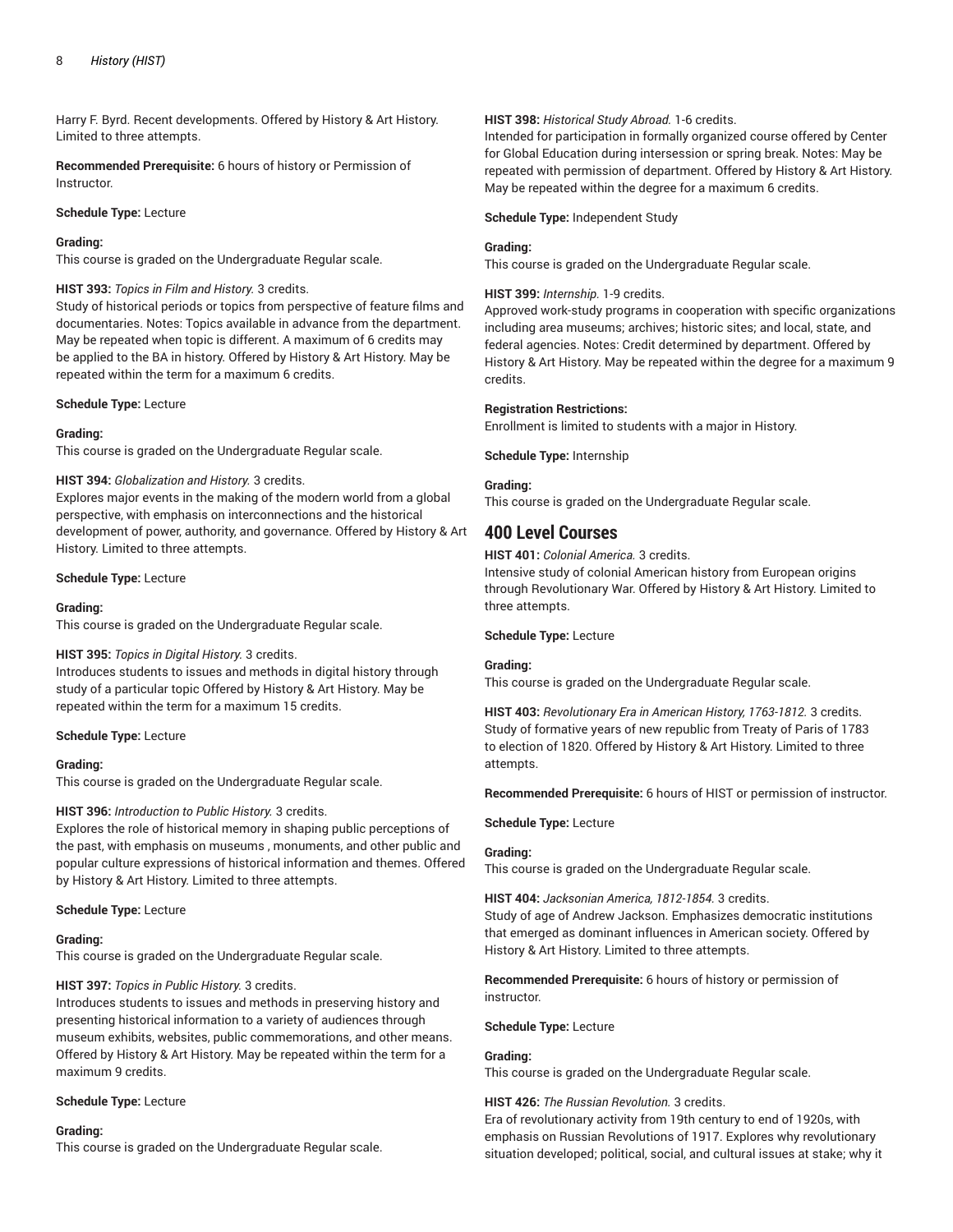Harry F. Byrd. Recent developments. Offered by History & Art History. Limited to three attempts.

**Recommended Prerequisite:** 6 hours of history or Permission of Instructor.

**Schedule Type:** Lecture

**Grading:**
This course is graded on the Undergraduate Regular scale.

**HIST 393:** *Topics in Film and History.* 3 credits.
Study of historical periods or topics from perspective of feature films and documentaries. Notes: Topics available in advance from the department. May be repeated when topic is different. A maximum of 6 credits may be applied to the BA in history. Offered by History & Art History. May be repeated within the term for a maximum 6 credits.

**Schedule Type:** Lecture

**Grading:**
This course is graded on the Undergraduate Regular scale.

**HIST 394:** *Globalization and History.* 3 credits.
Explores major events in the making of the modern world from a global perspective, with emphasis on interconnections and the historical development of power, authority, and governance. Offered by History & Art History. Limited to three attempts.

**Schedule Type:** Lecture

**Grading:**
This course is graded on the Undergraduate Regular scale.

**HIST 395:** *Topics in Digital History.* 3 credits.
Introduces students to issues and methods in digital history through study of a particular topic Offered by History & Art History. May be repeated within the term for a maximum 15 credits.

**Schedule Type:** Lecture

**Grading:**
This course is graded on the Undergraduate Regular scale.

**HIST 396:** *Introduction to Public History.* 3 credits.
Explores the role of historical memory in shaping public perceptions of the past, with emphasis on museums , monuments, and other public and popular culture expressions of historical information and themes. Offered by History & Art History. Limited to three attempts.

**Schedule Type:** Lecture

**Grading:**
This course is graded on the Undergraduate Regular scale.

**HIST 397:** *Topics in Public History.* 3 credits.
Introduces students to issues and methods in preserving history and presenting historical information to a variety of audiences through museum exhibits, websites, public commemorations, and other means. Offered by History & Art History. May be repeated within the term for a maximum 9 credits.

**Schedule Type:** Lecture

**Grading:**
This course is graded on the Undergraduate Regular scale.

**HIST 398:** *Historical Study Abroad.* 1-6 credits.
Intended for participation in formally organized course offered by Center for Global Education during intersession or spring break. Notes: May be repeated with permission of department. Offered by History & Art History. May be repeated within the degree for a maximum 6 credits.

**Schedule Type:** Independent Study

**Grading:**
This course is graded on the Undergraduate Regular scale.

**HIST 399:** *Internship.* 1-9 credits.
Approved work-study programs in cooperation with specific organizations including area museums; archives; historic sites; and local, state, and federal agencies. Notes: Credit determined by department. Offered by History & Art History. May be repeated within the degree for a maximum 9 credits.

**Registration Restrictions:**
Enrollment is limited to students with a major in History.

**Schedule Type:** Internship

**Grading:**
This course is graded on the Undergraduate Regular scale.

## 400 Level Courses

**HIST 401:** *Colonial America.* 3 credits.
Intensive study of colonial American history from European origins through Revolutionary War. Offered by History & Art History. Limited to three attempts.

**Schedule Type:** Lecture

**Grading:**
This course is graded on the Undergraduate Regular scale.

**HIST 403:** *Revolutionary Era in American History, 1763-1812.* 3 credits.
Study of formative years of new republic from Treaty of Paris of 1783 to election of 1820. Offered by History & Art History. Limited to three attempts.

**Recommended Prerequisite:** 6 hours of HIST or permission of instructor.

**Schedule Type:** Lecture

**Grading:**
This course is graded on the Undergraduate Regular scale.

**HIST 404:** *Jacksonian America, 1812-1854.* 3 credits.
Study of age of Andrew Jackson. Emphasizes democratic institutions that emerged as dominant influences in American society. Offered by History & Art History. Limited to three attempts.

**Recommended Prerequisite:** 6 hours of history or permission of instructor.

**Schedule Type:** Lecture

**Grading:**
This course is graded on the Undergraduate Regular scale.

**HIST 426:** *The Russian Revolution.* 3 credits.
Era of revolutionary activity from 19th century to end of 1920s, with emphasis on Russian Revolutions of 1917. Explores why revolutionary situation developed; political, social, and cultural issues at stake; why it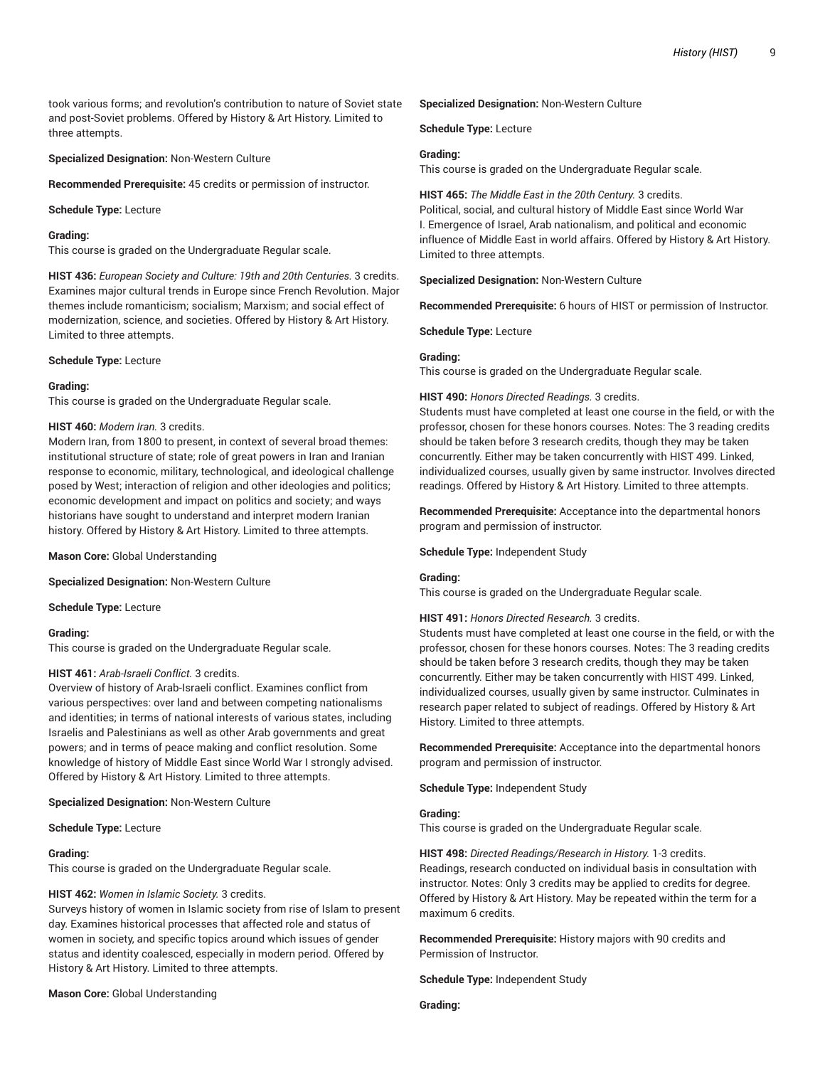took various forms; and revolution's contribution to nature of Soviet state and post-Soviet problems. Offered by History & Art History. Limited to three attempts.

**Specialized Designation:** Non-Western Culture

**Recommended Prerequisite:** 45 credits or permission of instructor.

**Schedule Type:** Lecture

**Grading:**
This course is graded on the Undergraduate Regular scale.

**HIST 436:** *European Society and Culture: 19th and 20th Centuries.* 3 credits.
Examines major cultural trends in Europe since French Revolution. Major themes include romanticism; socialism; Marxism; and social effect of modernization, science, and societies. Offered by History & Art History. Limited to three attempts.

**Schedule Type:** Lecture

**Grading:**
This course is graded on the Undergraduate Regular scale.

**HIST 460:** *Modern Iran.* 3 credits.
Modern Iran, from 1800 to present, in context of several broad themes: institutional structure of state; role of great powers in Iran and Iranian response to economic, military, technological, and ideological challenge posed by West; interaction of religion and other ideologies and politics; economic development and impact on politics and society; and ways historians have sought to understand and interpret modern Iranian history. Offered by History & Art History. Limited to three attempts.

**Mason Core:** Global Understanding

**Specialized Designation:** Non-Western Culture

**Schedule Type:** Lecture

**Grading:**
This course is graded on the Undergraduate Regular scale.

**HIST 461:** *Arab-Israeli Conflict.* 3 credits.
Overview of history of Arab-Israeli conflict. Examines conflict from various perspectives: over land and between competing nationalisms and identities; in terms of national interests of various states, including Israelis and Palestinians as well as other Arab governments and great powers; and in terms of peace making and conflict resolution. Some knowledge of history of Middle East since World War I strongly advised. Offered by History & Art History. Limited to three attempts.

**Specialized Designation:** Non-Western Culture

**Schedule Type:** Lecture

**Grading:**
This course is graded on the Undergraduate Regular scale.

**HIST 462:** *Women in Islamic Society.* 3 credits.
Surveys history of women in Islamic society from rise of Islam to present day. Examines historical processes that affected role and status of women in society, and specific topics around which issues of gender status and identity coalesced, especially in modern period. Offered by History & Art History. Limited to three attempts.

**Mason Core:** Global Understanding

**Specialized Designation:** Non-Western Culture

**Schedule Type:** Lecture

**Grading:**
This course is graded on the Undergraduate Regular scale.

**HIST 465:** *The Middle East in the 20th Century.* 3 credits.
Political, social, and cultural history of Middle East since World War I. Emergence of Israel, Arab nationalism, and political and economic influence of Middle East in world affairs. Offered by History & Art History. Limited to three attempts.

**Specialized Designation:** Non-Western Culture

**Recommended Prerequisite:** 6 hours of HIST or permission of Instructor.

**Schedule Type:** Lecture

**Grading:**
This course is graded on the Undergraduate Regular scale.

**HIST 490:** *Honors Directed Readings.* 3 credits.
Students must have completed at least one course in the field, or with the professor, chosen for these honors courses. Notes: The 3 reading credits should be taken before 3 research credits, though they may be taken concurrently. Either may be taken concurrently with HIST 499. Linked, individualized courses, usually given by same instructor. Involves directed readings. Offered by History & Art History. Limited to three attempts.

**Recommended Prerequisite:** Acceptance into the departmental honors program and permission of instructor.

**Schedule Type:** Independent Study

**Grading:**
This course is graded on the Undergraduate Regular scale.

**HIST 491:** *Honors Directed Research.* 3 credits.
Students must have completed at least one course in the field, or with the professor, chosen for these honors courses. Notes: The 3 reading credits should be taken before 3 research credits, though they may be taken concurrently. Either may be taken concurrently with HIST 499. Linked, individualized courses, usually given by same instructor. Culminates in research paper related to subject of readings. Offered by History & Art History. Limited to three attempts.

**Recommended Prerequisite:** Acceptance into the departmental honors program and permission of instructor.

**Schedule Type:** Independent Study

**Grading:**
This course is graded on the Undergraduate Regular scale.

**HIST 498:** *Directed Readings/Research in History.* 1-3 credits.
Readings, research conducted on individual basis in consultation with instructor. Notes: Only 3 credits may be applied to credits for degree. Offered by History & Art History. May be repeated within the term for a maximum 6 credits.

**Recommended Prerequisite:** History majors with 90 credits and Permission of Instructor.

**Schedule Type:** Independent Study

**Grading:**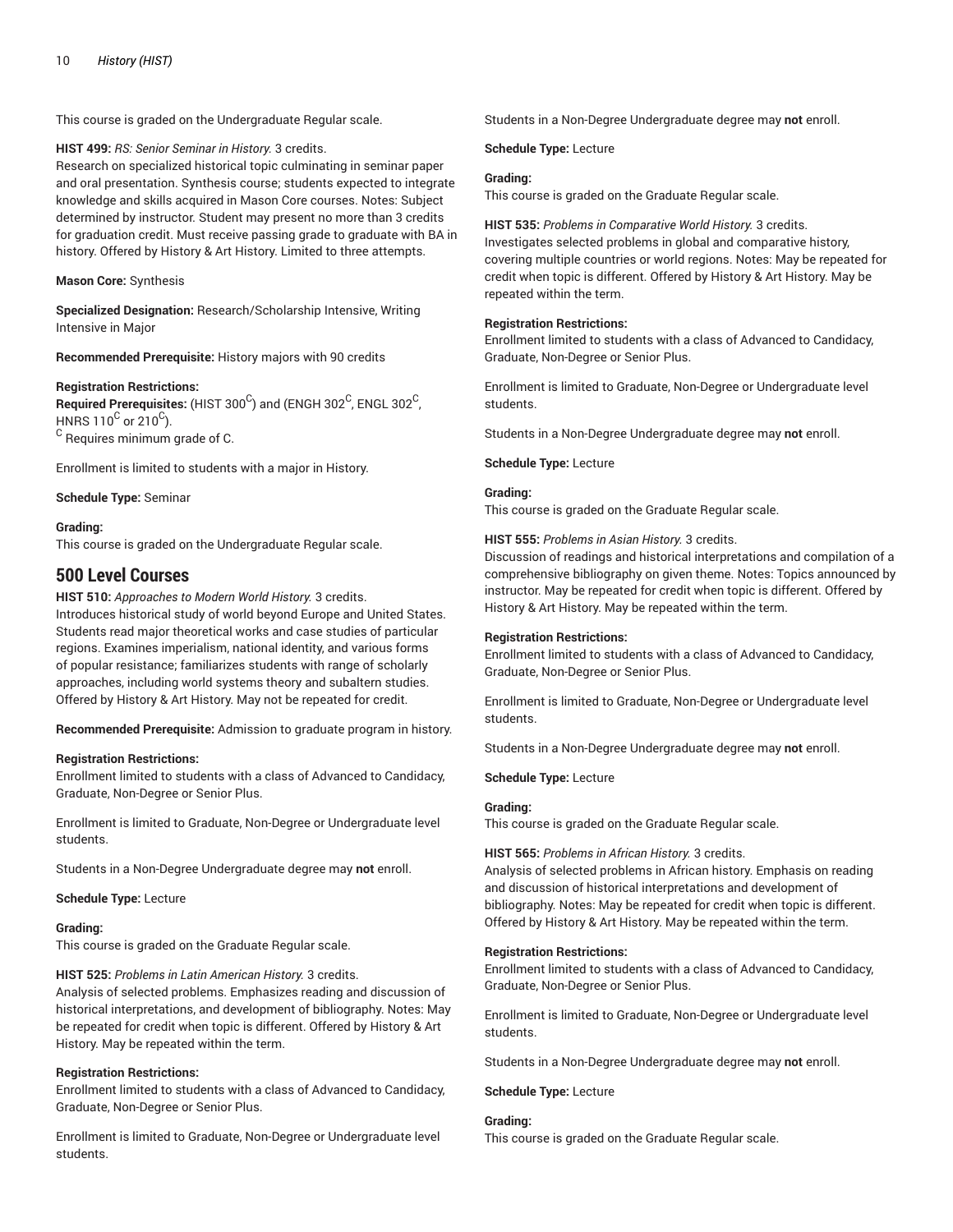This course is graded on the Undergraduate Regular scale.

**HIST 499:** *RS: Senior Seminar in History.* 3 credits.
Research on specialized historical topic culminating in seminar paper and oral presentation. Synthesis course; students expected to integrate knowledge and skills acquired in Mason Core courses. Notes: Subject determined by instructor. Student may present no more than 3 credits for graduation credit. Must receive passing grade to graduate with BA in history. Offered by History & Art History. Limited to three attempts.

**Mason Core:** Synthesis

**Specialized Designation:** Research/Scholarship Intensive, Writing Intensive in Major

**Recommended Prerequisite:** History majors with 90 credits

**Registration Restrictions:**
**Required Prerequisites:** (HIST 300[C]) and (ENGH 302[C], ENGL 302[C], HNRS 110[C] or 210[C]).
[C] Requires minimum grade of C.

Enrollment is limited to students with a major in History.

**Schedule Type:** Seminar

**Grading:**
This course is graded on the Undergraduate Regular scale.

## 500 Level Courses

**HIST 510:** *Approaches to Modern World History.* 3 credits.
Introduces historical study of world beyond Europe and United States. Students read major theoretical works and case studies of particular regions. Examines imperialism, national identity, and various forms of popular resistance; familiarizes students with range of scholarly approaches, including world systems theory and subaltern studies. Offered by History & Art History. May not be repeated for credit.

**Recommended Prerequisite:** Admission to graduate program in history.

**Registration Restrictions:**
Enrollment limited to students with a class of Advanced to Candidacy, Graduate, Non-Degree or Senior Plus.

Enrollment is limited to Graduate, Non-Degree or Undergraduate level students.

Students in a Non-Degree Undergraduate degree may **not** enroll.

**Schedule Type:** Lecture

**Grading:**
This course is graded on the Graduate Regular scale.

**HIST 525:** *Problems in Latin American History.* 3 credits.
Analysis of selected problems. Emphasizes reading and discussion of historical interpretations, and development of bibliography. Notes: May be repeated for credit when topic is different. Offered by History & Art History. May be repeated within the term.

**Registration Restrictions:**
Enrollment limited to students with a class of Advanced to Candidacy, Graduate, Non-Degree or Senior Plus.

Enrollment is limited to Graduate, Non-Degree or Undergraduate level students.

Students in a Non-Degree Undergraduate degree may **not** enroll.

**Schedule Type:** Lecture

**Grading:**
This course is graded on the Graduate Regular scale.

**HIST 535:** *Problems in Comparative World History.* 3 credits.
Investigates selected problems in global and comparative history, covering multiple countries or world regions. Notes: May be repeated for credit when topic is different. Offered by History & Art History. May be repeated within the term.

**Registration Restrictions:**
Enrollment limited to students with a class of Advanced to Candidacy, Graduate, Non-Degree or Senior Plus.

Enrollment is limited to Graduate, Non-Degree or Undergraduate level students.

Students in a Non-Degree Undergraduate degree may **not** enroll.

**Schedule Type:** Lecture

**Grading:**
This course is graded on the Graduate Regular scale.

**HIST 555:** *Problems in Asian History.* 3 credits.
Discussion of readings and historical interpretations and compilation of a comprehensive bibliography on given theme. Notes: Topics announced by instructor. May be repeated for credit when topic is different. Offered by History & Art History. May be repeated within the term.

**Registration Restrictions:**
Enrollment limited to students with a class of Advanced to Candidacy, Graduate, Non-Degree or Senior Plus.

Enrollment is limited to Graduate, Non-Degree or Undergraduate level students.

Students in a Non-Degree Undergraduate degree may **not** enroll.

**Schedule Type:** Lecture

**Grading:**
This course is graded on the Graduate Regular scale.

**HIST 565:** *Problems in African History.* 3 credits.
Analysis of selected problems in African history. Emphasis on reading and discussion of historical interpretations and development of bibliography. Notes: May be repeated for credit when topic is different. Offered by History & Art History. May be repeated within the term.

**Registration Restrictions:**
Enrollment limited to students with a class of Advanced to Candidacy, Graduate, Non-Degree or Senior Plus.

Enrollment is limited to Graduate, Non-Degree or Undergraduate level students.

Students in a Non-Degree Undergraduate degree may **not** enroll.

**Schedule Type:** Lecture

**Grading:**
This course is graded on the Graduate Regular scale.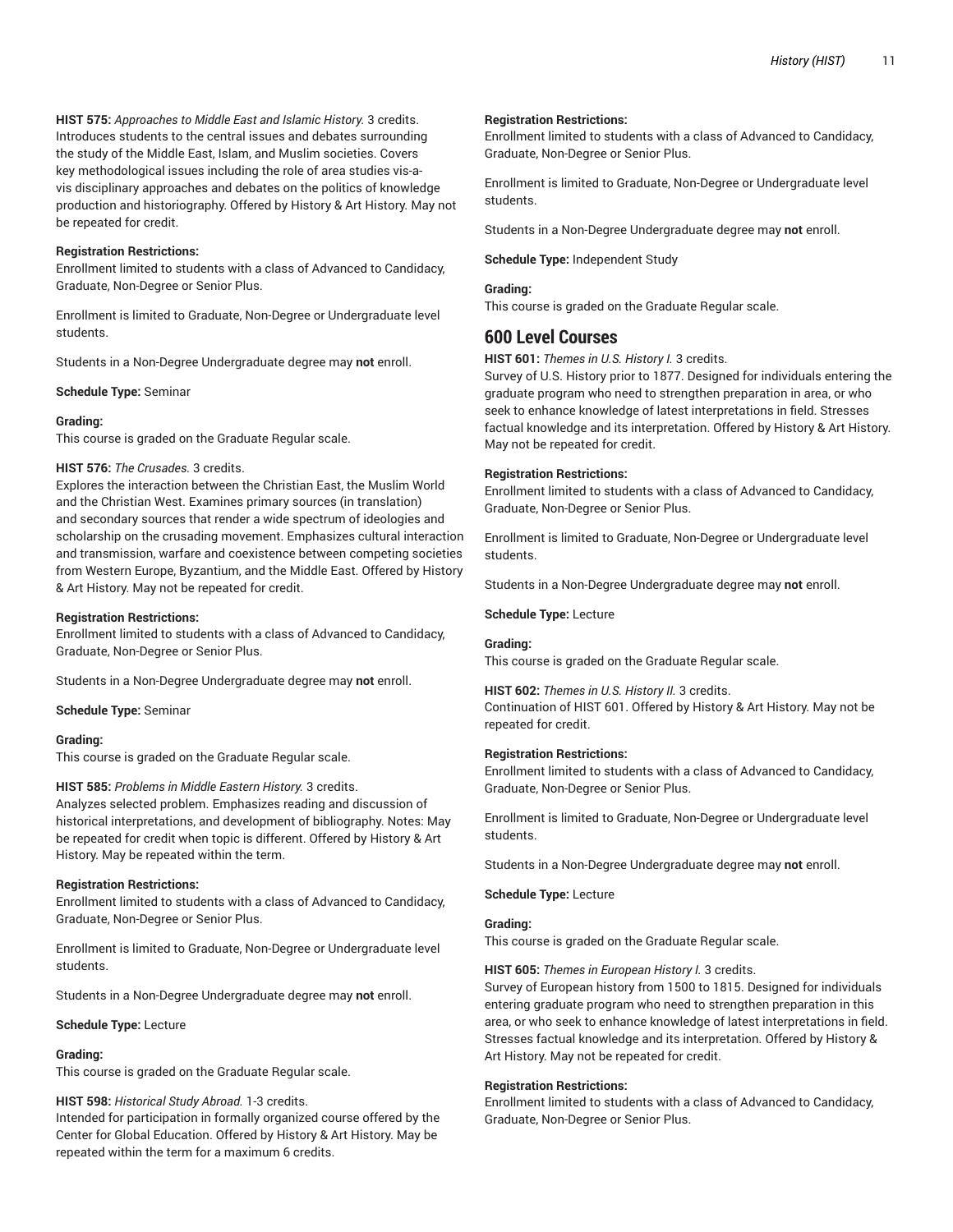**HIST 575:** *Approaches to Middle East and Islamic History.* 3 credits.
Introduces students to the central issues and debates surrounding the study of the Middle East, Islam, and Muslim societies. Covers key methodological issues including the role of area studies vis-a-vis disciplinary approaches and debates on the politics of knowledge production and historiography. Offered by History & Art History. May not be repeated for credit.

**Registration Restrictions:**
Enrollment limited to students with a class of Advanced to Candidacy, Graduate, Non-Degree or Senior Plus.

Enrollment is limited to Graduate, Non-Degree or Undergraduate level students.

Students in a Non-Degree Undergraduate degree may **not** enroll.

**Schedule Type:** Seminar

**Grading:**
This course is graded on the Graduate Regular scale.

**HIST 576:** *The Crusades.* 3 credits.
Explores the interaction between the Christian East, the Muslim World and the Christian West. Examines primary sources (in translation) and secondary sources that render a wide spectrum of ideologies and scholarship on the crusading movement. Emphasizes cultural interaction and transmission, warfare and coexistence between competing societies from Western Europe, Byzantium, and the Middle East. Offered by History & Art History. May not be repeated for credit.

**Registration Restrictions:**
Enrollment limited to students with a class of Advanced to Candidacy, Graduate, Non-Degree or Senior Plus.

Students in a Non-Degree Undergraduate degree may **not** enroll.

**Schedule Type:** Seminar

**Grading:**
This course is graded on the Graduate Regular scale.

**HIST 585:** *Problems in Middle Eastern History.* 3 credits.
Analyzes selected problem. Emphasizes reading and discussion of historical interpretations, and development of bibliography. Notes: May be repeated for credit when topic is different. Offered by History & Art History. May be repeated within the term.

**Registration Restrictions:**
Enrollment limited to students with a class of Advanced to Candidacy, Graduate, Non-Degree or Senior Plus.

Enrollment is limited to Graduate, Non-Degree or Undergraduate level students.

Students in a Non-Degree Undergraduate degree may **not** enroll.

**Schedule Type:** Lecture

**Grading:**
This course is graded on the Graduate Regular scale.

**HIST 598:** *Historical Study Abroad.* 1-3 credits.
Intended for participation in formally organized course offered by the Center for Global Education. Offered by History & Art History. May be repeated within the term for a maximum 6 credits.

**Registration Restrictions:**
Enrollment limited to students with a class of Advanced to Candidacy, Graduate, Non-Degree or Senior Plus.

Enrollment is limited to Graduate, Non-Degree or Undergraduate level students.

Students in a Non-Degree Undergraduate degree may **not** enroll.

**Schedule Type:** Independent Study

**Grading:**
This course is graded on the Graduate Regular scale.

## 600 Level Courses

**HIST 601:** *Themes in U.S. History I.* 3 credits.
Survey of U.S. History prior to 1877. Designed for individuals entering the graduate program who need to strengthen preparation in area, or who seek to enhance knowledge of latest interpretations in field. Stresses factual knowledge and its interpretation. Offered by History & Art History. May not be repeated for credit.

**Registration Restrictions:**
Enrollment limited to students with a class of Advanced to Candidacy, Graduate, Non-Degree or Senior Plus.

Enrollment is limited to Graduate, Non-Degree or Undergraduate level students.

Students in a Non-Degree Undergraduate degree may **not** enroll.

**Schedule Type:** Lecture

**Grading:**
This course is graded on the Graduate Regular scale.

**HIST 602:** *Themes in U.S. History II.* 3 credits.
Continuation of HIST 601. Offered by History & Art History. May not be repeated for credit.

**Registration Restrictions:**
Enrollment limited to students with a class of Advanced to Candidacy, Graduate, Non-Degree or Senior Plus.

Enrollment is limited to Graduate, Non-Degree or Undergraduate level students.

Students in a Non-Degree Undergraduate degree may **not** enroll.

**Schedule Type:** Lecture

**Grading:**
This course is graded on the Graduate Regular scale.

**HIST 605:** *Themes in European History I.* 3 credits.
Survey of European history from 1500 to 1815. Designed for individuals entering graduate program who need to strengthen preparation in this area, or who seek to enhance knowledge of latest interpretations in field. Stresses factual knowledge and its interpretation. Offered by History & Art History. May not be repeated for credit.

**Registration Restrictions:**
Enrollment limited to students with a class of Advanced to Candidacy, Graduate, Non-Degree or Senior Plus.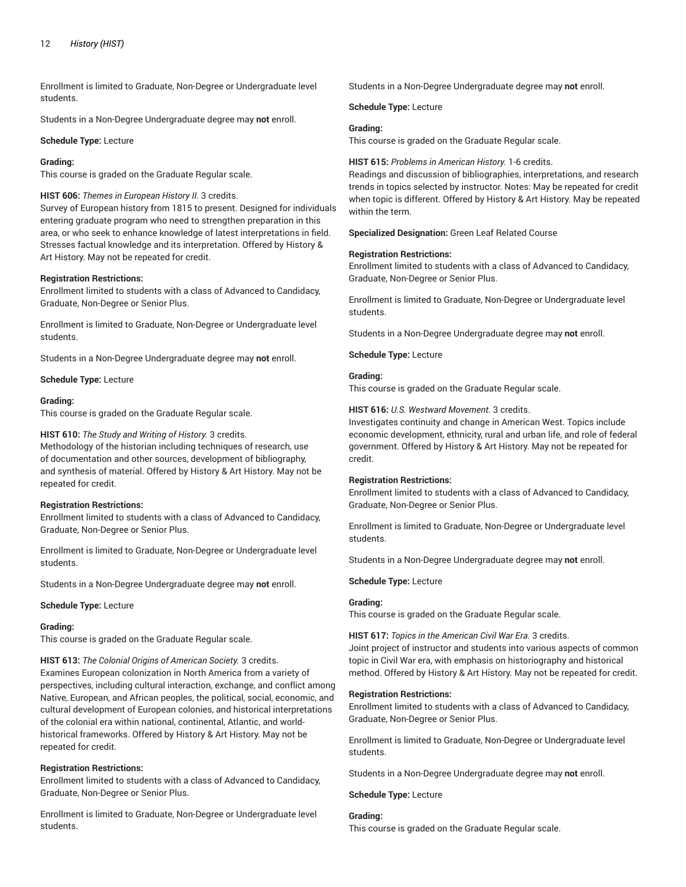Enrollment is limited to Graduate, Non-Degree or Undergraduate level students.

Students in a Non-Degree Undergraduate degree may **not** enroll.

**Schedule Type:** Lecture

**Grading:**
This course is graded on the Graduate Regular scale.

**HIST 606:** *Themes in European History II.* 3 credits.
Survey of European history from 1815 to present. Designed for individuals entering graduate program who need to strengthen preparation in this area, or who seek to enhance knowledge of latest interpretations in field. Stresses factual knowledge and its interpretation. Offered by History & Art History. May not be repeated for credit.

**Registration Restrictions:**
Enrollment limited to students with a class of Advanced to Candidacy, Graduate, Non-Degree or Senior Plus.

Enrollment is limited to Graduate, Non-Degree or Undergraduate level students.

Students in a Non-Degree Undergraduate degree may **not** enroll.

**Schedule Type:** Lecture

**Grading:**
This course is graded on the Graduate Regular scale.

**HIST 610:** *The Study and Writing of History.* 3 credits.
Methodology of the historian including techniques of research, use of documentation and other sources, development of bibliography, and synthesis of material. Offered by History & Art History. May not be repeated for credit.

**Registration Restrictions:**
Enrollment limited to students with a class of Advanced to Candidacy, Graduate, Non-Degree or Senior Plus.

Enrollment is limited to Graduate, Non-Degree or Undergraduate level students.

Students in a Non-Degree Undergraduate degree may **not** enroll.

**Schedule Type:** Lecture

**Grading:**
This course is graded on the Graduate Regular scale.

**HIST 613:** *The Colonial Origins of American Society.* 3 credits.
Examines European colonization in North America from a variety of perspectives, including cultural interaction, exchange, and conflict among Native, European, and African peoples, the political, social, economic, and cultural development of European colonies, and historical interpretations of the colonial era within national, continental, Atlantic, and world-historical frameworks. Offered by History & Art History. May not be repeated for credit.

**Registration Restrictions:**
Enrollment limited to students with a class of Advanced to Candidacy, Graduate, Non-Degree or Senior Plus.

Enrollment is limited to Graduate, Non-Degree or Undergraduate level students.

Students in a Non-Degree Undergraduate degree may **not** enroll.

**Schedule Type:** Lecture

**Grading:**
This course is graded on the Graduate Regular scale.

**HIST 615:** *Problems in American History.* 1-6 credits.
Readings and discussion of bibliographies, interpretations, and research trends in topics selected by instructor. Notes: May be repeated for credit when topic is different. Offered by History & Art History. May be repeated within the term.

**Specialized Designation:** Green Leaf Related Course

**Registration Restrictions:**
Enrollment limited to students with a class of Advanced to Candidacy, Graduate, Non-Degree or Senior Plus.

Enrollment is limited to Graduate, Non-Degree or Undergraduate level students.

Students in a Non-Degree Undergraduate degree may **not** enroll.

**Schedule Type:** Lecture

**Grading:**
This course is graded on the Graduate Regular scale.

**HIST 616:** *U.S. Westward Movement.* 3 credits.
Investigates continuity and change in American West. Topics include economic development, ethnicity, rural and urban life, and role of federal government. Offered by History & Art History. May not be repeated for credit.

**Registration Restrictions:**
Enrollment limited to students with a class of Advanced to Candidacy, Graduate, Non-Degree or Senior Plus.

Enrollment is limited to Graduate, Non-Degree or Undergraduate level students.

Students in a Non-Degree Undergraduate degree may **not** enroll.

**Schedule Type:** Lecture

**Grading:**
This course is graded on the Graduate Regular scale.

**HIST 617:** *Topics in the American Civil War Era.* 3 credits.
Joint project of instructor and students into various aspects of common topic in Civil War era, with emphasis on historiography and historical method. Offered by History & Art History. May not be repeated for credit.

**Registration Restrictions:**
Enrollment limited to students with a class of Advanced to Candidacy, Graduate, Non-Degree or Senior Plus.

Enrollment is limited to Graduate, Non-Degree or Undergraduate level students.

Students in a Non-Degree Undergraduate degree may **not** enroll.

**Schedule Type:** Lecture

**Grading:**
This course is graded on the Graduate Regular scale.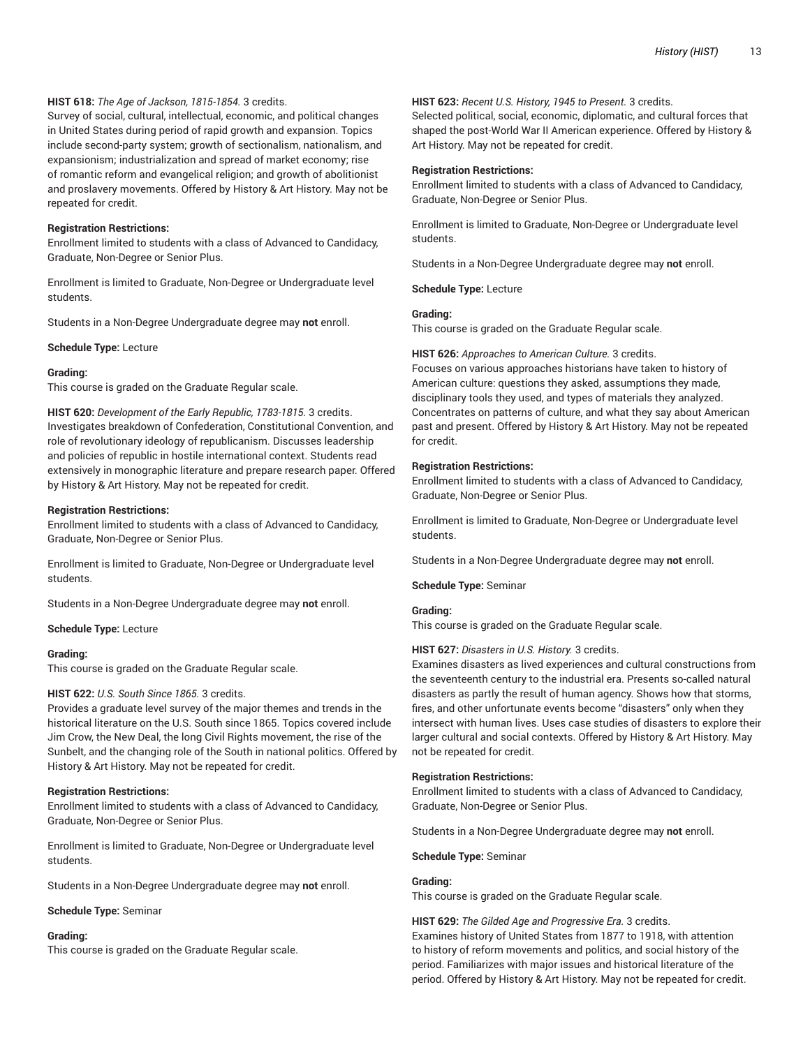**HIST 618:** *The Age of Jackson, 1815-1854.* 3 credits.
Survey of social, cultural, intellectual, economic, and political changes in United States during period of rapid growth and expansion. Topics include second-party system; growth of sectionalism, nationalism, and expansionism; industrialization and spread of market economy; rise of romantic reform and evangelical religion; and growth of abolitionist and proslavery movements. Offered by History & Art History. May not be repeated for credit.

**Registration Restrictions:**
Enrollment limited to students with a class of Advanced to Candidacy, Graduate, Non-Degree or Senior Plus.

Enrollment is limited to Graduate, Non-Degree or Undergraduate level students.

Students in a Non-Degree Undergraduate degree may **not** enroll.

**Schedule Type:** Lecture

**Grading:**
This course is graded on the Graduate Regular scale.

**HIST 620:** *Development of the Early Republic, 1783-1815.* 3 credits.
Investigates breakdown of Confederation, Constitutional Convention, and role of revolutionary ideology of republicanism. Discusses leadership and policies of republic in hostile international context. Students read extensively in monographic literature and prepare research paper. Offered by History & Art History. May not be repeated for credit.

**Registration Restrictions:**
Enrollment limited to students with a class of Advanced to Candidacy, Graduate, Non-Degree or Senior Plus.

Enrollment is limited to Graduate, Non-Degree or Undergraduate level students.

Students in a Non-Degree Undergraduate degree may **not** enroll.

**Schedule Type:** Lecture

**Grading:**
This course is graded on the Graduate Regular scale.

**HIST 622:** *U.S. South Since 1865.* 3 credits.
Provides a graduate level survey of the major themes and trends in the historical literature on the U.S. South since 1865. Topics covered include Jim Crow, the New Deal, the long Civil Rights movement, the rise of the Sunbelt, and the changing role of the South in national politics. Offered by History & Art History. May not be repeated for credit.

**Registration Restrictions:**
Enrollment limited to students with a class of Advanced to Candidacy, Graduate, Non-Degree or Senior Plus.

Enrollment is limited to Graduate, Non-Degree or Undergraduate level students.

Students in a Non-Degree Undergraduate degree may **not** enroll.

**Schedule Type:** Seminar

**Grading:**
This course is graded on the Graduate Regular scale.

**HIST 623:** *Recent U.S. History, 1945 to Present.* 3 credits.
Selected political, social, economic, diplomatic, and cultural forces that shaped the post-World War II American experience. Offered by History & Art History. May not be repeated for credit.

**Registration Restrictions:**
Enrollment limited to students with a class of Advanced to Candidacy, Graduate, Non-Degree or Senior Plus.

Enrollment is limited to Graduate, Non-Degree or Undergraduate level students.

Students in a Non-Degree Undergraduate degree may **not** enroll.

**Schedule Type:** Lecture

**Grading:**
This course is graded on the Graduate Regular scale.

**HIST 626:** *Approaches to American Culture.* 3 credits.
Focuses on various approaches historians have taken to history of American culture: questions they asked, assumptions they made, disciplinary tools they used, and types of materials they analyzed. Concentrates on patterns of culture, and what they say about American past and present. Offered by History & Art History. May not be repeated for credit.

**Registration Restrictions:**
Enrollment limited to students with a class of Advanced to Candidacy, Graduate, Non-Degree or Senior Plus.

Enrollment is limited to Graduate, Non-Degree or Undergraduate level students.

Students in a Non-Degree Undergraduate degree may **not** enroll.

**Schedule Type:** Seminar

**Grading:**
This course is graded on the Graduate Regular scale.

**HIST 627:** *Disasters in U.S. History.* 3 credits.
Examines disasters as lived experiences and cultural constructions from the seventeenth century to the industrial era. Presents so-called natural disasters as partly the result of human agency. Shows how that storms, fires, and other unfortunate events become "disasters" only when they intersect with human lives. Uses case studies of disasters to explore their larger cultural and social contexts. Offered by History & Art History. May not be repeated for credit.

**Registration Restrictions:**
Enrollment limited to students with a class of Advanced to Candidacy, Graduate, Non-Degree or Senior Plus.

Students in a Non-Degree Undergraduate degree may **not** enroll.

**Schedule Type:** Seminar

**Grading:**
This course is graded on the Graduate Regular scale.

**HIST 629:** *The Gilded Age and Progressive Era.* 3 credits.
Examines history of United States from 1877 to 1918, with attention to history of reform movements and politics, and social history of the period. Familiarizes with major issues and historical literature of the period. Offered by History & Art History. May not be repeated for credit.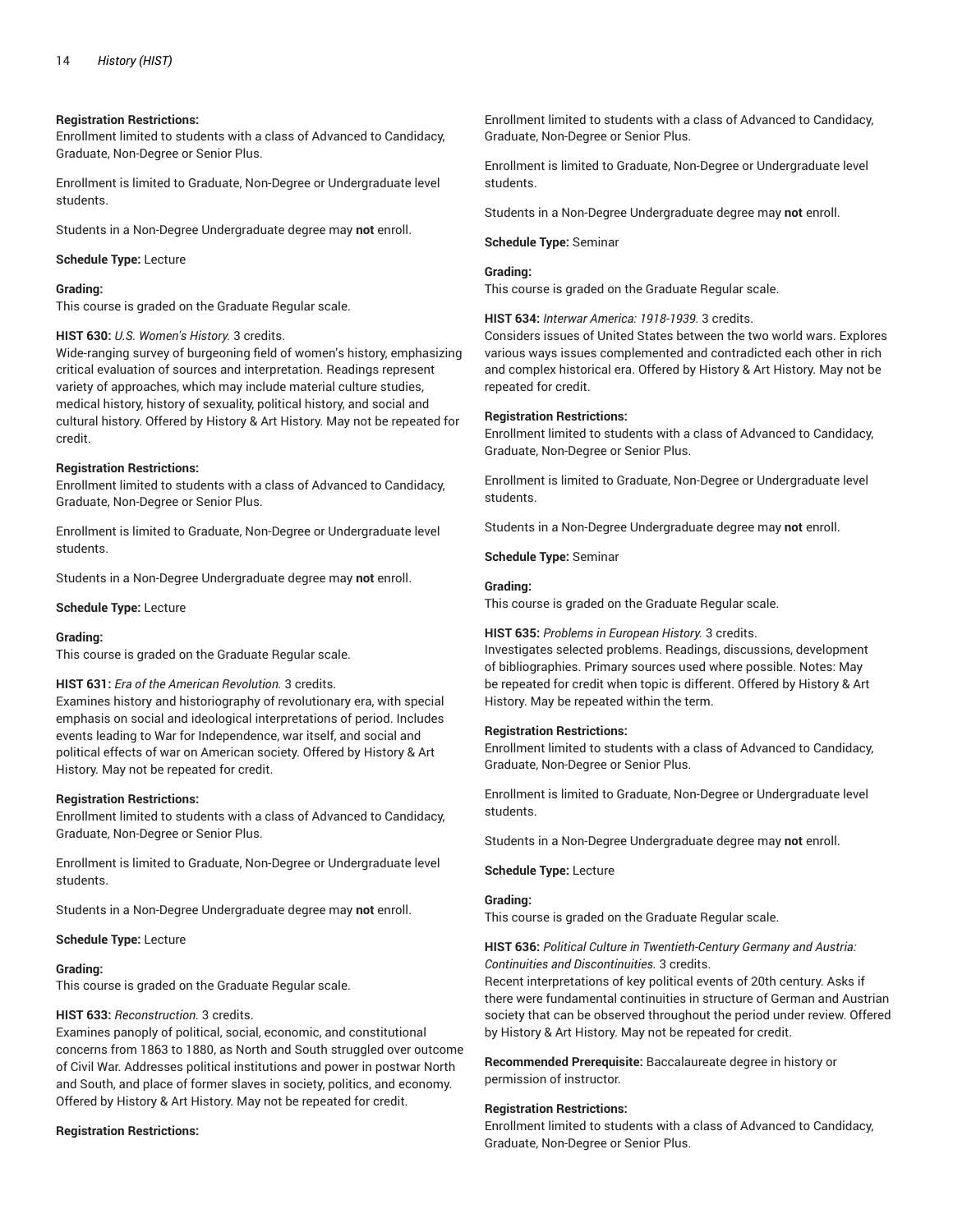**Registration Restrictions:**
Enrollment limited to students with a class of Advanced to Candidacy, Graduate, Non-Degree or Senior Plus.

Enrollment is limited to Graduate, Non-Degree or Undergraduate level students.

Students in a Non-Degree Undergraduate degree may **not** enroll.

**Schedule Type:** Lecture

**Grading:**
This course is graded on the Graduate Regular scale.

**HIST 630:** *U.S. Women's History.* 3 credits.
Wide-ranging survey of burgeoning field of women's history, emphasizing critical evaluation of sources and interpretation. Readings represent variety of approaches, which may include material culture studies, medical history, history of sexuality, political history, and social and cultural history. Offered by History & Art History. May not be repeated for credit.

**Registration Restrictions:**
Enrollment limited to students with a class of Advanced to Candidacy, Graduate, Non-Degree or Senior Plus.

Enrollment is limited to Graduate, Non-Degree or Undergraduate level students.

Students in a Non-Degree Undergraduate degree may **not** enroll.

**Schedule Type:** Lecture

**Grading:**
This course is graded on the Graduate Regular scale.

**HIST 631:** *Era of the American Revolution.* 3 credits.
Examines history and historiography of revolutionary era, with special emphasis on social and ideological interpretations of period. Includes events leading to War for Independence, war itself, and social and political effects of war on American society. Offered by History & Art History. May not be repeated for credit.

**Registration Restrictions:**
Enrollment limited to students with a class of Advanced to Candidacy, Graduate, Non-Degree or Senior Plus.

Enrollment is limited to Graduate, Non-Degree or Undergraduate level students.

Students in a Non-Degree Undergraduate degree may **not** enroll.

**Schedule Type:** Lecture

**Grading:**
This course is graded on the Graduate Regular scale.

**HIST 633:** *Reconstruction.* 3 credits.
Examines panoply of political, social, economic, and constitutional concerns from 1863 to 1880, as North and South struggled over outcome of Civil War. Addresses political institutions and power in postwar North and South, and place of former slaves in society, politics, and economy. Offered by History & Art History. May not be repeated for credit.

**Registration Restrictions:**
Enrollment limited to students with a class of Advanced to Candidacy, Graduate, Non-Degree or Senior Plus.

Enrollment is limited to Graduate, Non-Degree or Undergraduate level students.

Students in a Non-Degree Undergraduate degree may **not** enroll.

**Schedule Type:** Seminar

**Grading:**
This course is graded on the Graduate Regular scale.

**HIST 634:** *Interwar America: 1918-1939.* 3 credits.
Considers issues of United States between the two world wars. Explores various ways issues complemented and contradicted each other in rich and complex historical era. Offered by History & Art History. May not be repeated for credit.

**Registration Restrictions:**
Enrollment limited to students with a class of Advanced to Candidacy, Graduate, Non-Degree or Senior Plus.

Enrollment is limited to Graduate, Non-Degree or Undergraduate level students.

Students in a Non-Degree Undergraduate degree may **not** enroll.

**Schedule Type:** Seminar

**Grading:**
This course is graded on the Graduate Regular scale.

**HIST 635:** *Problems in European History.* 3 credits.
Investigates selected problems. Readings, discussions, development of bibliographies. Primary sources used where possible. Notes: May be repeated for credit when topic is different. Offered by History & Art History. May be repeated within the term.

**Registration Restrictions:**
Enrollment limited to students with a class of Advanced to Candidacy, Graduate, Non-Degree or Senior Plus.

Enrollment is limited to Graduate, Non-Degree or Undergraduate level students.

Students in a Non-Degree Undergraduate degree may **not** enroll.

**Schedule Type:** Lecture

**Grading:**
This course is graded on the Graduate Regular scale.

**HIST 636:** *Political Culture in Twentieth-Century Germany and Austria: Continuities and Discontinuities.* 3 credits.
Recent interpretations of key political events of 20th century. Asks if there were fundamental continuities in structure of German and Austrian society that can be observed throughout the period under review. Offered by History & Art History. May not be repeated for credit.

**Recommended Prerequisite:** Baccalaureate degree in history or permission of instructor.

**Registration Restrictions:**
Enrollment limited to students with a class of Advanced to Candidacy, Graduate, Non-Degree or Senior Plus.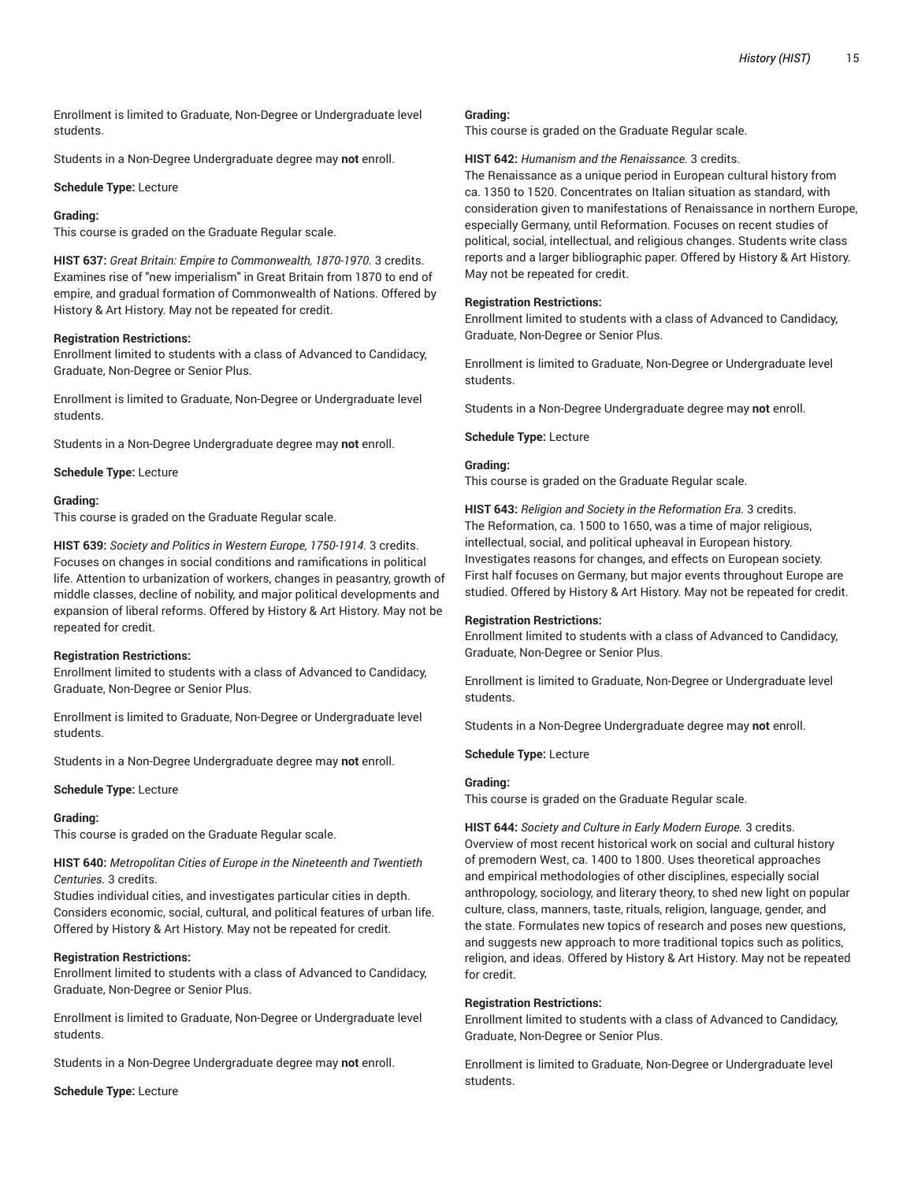Enrollment is limited to Graduate, Non-Degree or Undergraduate level students.

Students in a Non-Degree Undergraduate degree may **not** enroll.

**Schedule Type:** Lecture

**Grading:**
This course is graded on the Graduate Regular scale.

**HIST 637:** *Great Britain: Empire to Commonwealth, 1870-1970.* 3 credits.
Examines rise of "new imperialism" in Great Britain from 1870 to end of empire, and gradual formation of Commonwealth of Nations. Offered by History & Art History. May not be repeated for credit.

**Registration Restrictions:**
Enrollment limited to students with a class of Advanced to Candidacy, Graduate, Non-Degree or Senior Plus.

Enrollment is limited to Graduate, Non-Degree or Undergraduate level students.

Students in a Non-Degree Undergraduate degree may **not** enroll.

**Schedule Type:** Lecture

**Grading:**
This course is graded on the Graduate Regular scale.

**HIST 639:** *Society and Politics in Western Europe, 1750-1914.* 3 credits.
Focuses on changes in social conditions and ramifications in political life. Attention to urbanization of workers, changes in peasantry, growth of middle classes, decline of nobility, and major political developments and expansion of liberal reforms. Offered by History & Art History. May not be repeated for credit.

**Registration Restrictions:**
Enrollment limited to students with a class of Advanced to Candidacy, Graduate, Non-Degree or Senior Plus.

Enrollment is limited to Graduate, Non-Degree or Undergraduate level students.

Students in a Non-Degree Undergraduate degree may **not** enroll.

**Schedule Type:** Lecture

**Grading:**
This course is graded on the Graduate Regular scale.

**HIST 640:** *Metropolitan Cities of Europe in the Nineteenth and Twentieth Centuries.* 3 credits.
Studies individual cities, and investigates particular cities in depth. Considers economic, social, cultural, and political features of urban life. Offered by History & Art History. May not be repeated for credit.

**Registration Restrictions:**
Enrollment limited to students with a class of Advanced to Candidacy, Graduate, Non-Degree or Senior Plus.

Enrollment is limited to Graduate, Non-Degree or Undergraduate level students.

Students in a Non-Degree Undergraduate degree may **not** enroll.

**Schedule Type:** Lecture

**Grading:**
This course is graded on the Graduate Regular scale.

**HIST 642:** *Humanism and the Renaissance.* 3 credits.
The Renaissance as a unique period in European cultural history from ca. 1350 to 1520. Concentrates on Italian situation as standard, with consideration given to manifestations of Renaissance in northern Europe, especially Germany, until Reformation. Focuses on recent studies of political, social, intellectual, and religious changes. Students write class reports and a larger bibliographic paper. Offered by History & Art History. May not be repeated for credit.

**Registration Restrictions:**
Enrollment limited to students with a class of Advanced to Candidacy, Graduate, Non-Degree or Senior Plus.

Enrollment is limited to Graduate, Non-Degree or Undergraduate level students.

Students in a Non-Degree Undergraduate degree may **not** enroll.

**Schedule Type:** Lecture

**Grading:**
This course is graded on the Graduate Regular scale.

**HIST 643:** *Religion and Society in the Reformation Era.* 3 credits.
The Reformation, ca. 1500 to 1650, was a time of major religious, intellectual, social, and political upheaval in European history. Investigates reasons for changes, and effects on European society. First half focuses on Germany, but major events throughout Europe are studied. Offered by History & Art History. May not be repeated for credit.

**Registration Restrictions:**
Enrollment limited to students with a class of Advanced to Candidacy, Graduate, Non-Degree or Senior Plus.

Enrollment is limited to Graduate, Non-Degree or Undergraduate level students.

Students in a Non-Degree Undergraduate degree may **not** enroll.

**Schedule Type:** Lecture

**Grading:**
This course is graded on the Graduate Regular scale.

**HIST 644:** *Society and Culture in Early Modern Europe.* 3 credits.
Overview of most recent historical work on social and cultural history of premodern West, ca. 1400 to 1800. Uses theoretical approaches and empirical methodologies of other disciplines, especially social anthropology, sociology, and literary theory, to shed new light on popular culture, class, manners, taste, rituals, religion, language, gender, and the state. Formulates new topics of research and poses new questions, and suggests new approach to more traditional topics such as politics, religion, and ideas. Offered by History & Art History. May not be repeated for credit.

**Registration Restrictions:**
Enrollment limited to students with a class of Advanced to Candidacy, Graduate, Non-Degree or Senior Plus.

Enrollment is limited to Graduate, Non-Degree or Undergraduate level students.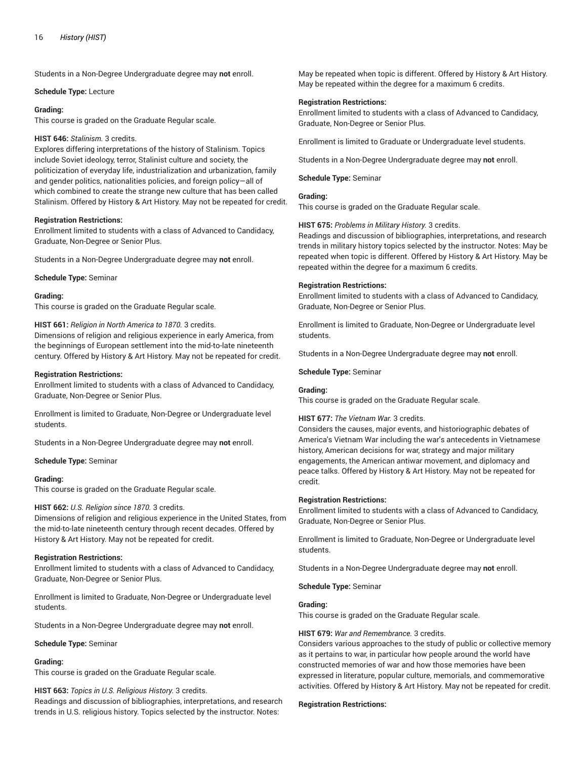Students in a Non-Degree Undergraduate degree may **not** enroll.

**Schedule Type:** Lecture

**Grading:**
This course is graded on the Graduate Regular scale.

**HIST 646:** *Stalinism.* 3 credits.
Explores differing interpretations of the history of Stalinism. Topics include Soviet ideology, terror, Stalinist culture and society, the politicization of everyday life, industrialization and urbanization, family and gender politics, nationalities policies, and foreign policy—all of which combined to create the strange new culture that has been called Stalinism. Offered by History & Art History. May not be repeated for credit.

**Registration Restrictions:**
Enrollment limited to students with a class of Advanced to Candidacy, Graduate, Non-Degree or Senior Plus.

Students in a Non-Degree Undergraduate degree may **not** enroll.

**Schedule Type:** Seminar

**Grading:**
This course is graded on the Graduate Regular scale.

**HIST 661:** *Religion in North America to 1870.* 3 credits.
Dimensions of religion and religious experience in early America, from the beginnings of European settlement into the mid-to-late nineteenth century. Offered by History & Art History. May not be repeated for credit.

**Registration Restrictions:**
Enrollment limited to students with a class of Advanced to Candidacy, Graduate, Non-Degree or Senior Plus.

Enrollment is limited to Graduate, Non-Degree or Undergraduate level students.

Students in a Non-Degree Undergraduate degree may **not** enroll.

**Schedule Type:** Seminar

**Grading:**
This course is graded on the Graduate Regular scale.

**HIST 662:** *U.S. Religion since 1870.* 3 credits.
Dimensions of religion and religious experience in the United States, from the mid-to-late nineteenth century through recent decades. Offered by History & Art History. May not be repeated for credit.

**Registration Restrictions:**
Enrollment limited to students with a class of Advanced to Candidacy, Graduate, Non-Degree or Senior Plus.

Enrollment is limited to Graduate, Non-Degree or Undergraduate level students.

Students in a Non-Degree Undergraduate degree may **not** enroll.

**Schedule Type:** Seminar

**Grading:**
This course is graded on the Graduate Regular scale.

**HIST 663:** *Topics in U.S. Religious History.* 3 credits.
Readings and discussion of bibliographies, interpretations, and research trends in U.S. religious history. Topics selected by the instructor. Notes: May be repeated when topic is different. Offered by History & Art History. May be repeated within the degree for a maximum 6 credits.

**Registration Restrictions:**
Enrollment limited to students with a class of Advanced to Candidacy, Graduate, Non-Degree or Senior Plus.

Enrollment is limited to Graduate or Undergraduate level students.

Students in a Non-Degree Undergraduate degree may **not** enroll.

**Schedule Type:** Seminar

**Grading:**
This course is graded on the Graduate Regular scale.

**HIST 675:** *Problems in Military History.* 3 credits.
Readings and discussion of bibliographies, interpretations, and research trends in military history topics selected by the instructor. Notes: May be repeated when topic is different. Offered by History & Art History. May be repeated within the degree for a maximum 6 credits.

**Registration Restrictions:**
Enrollment limited to students with a class of Advanced to Candidacy, Graduate, Non-Degree or Senior Plus.

Enrollment is limited to Graduate, Non-Degree or Undergraduate level students.

Students in a Non-Degree Undergraduate degree may **not** enroll.

**Schedule Type:** Seminar

**Grading:**
This course is graded on the Graduate Regular scale.

**HIST 677:** *The Vietnam War.* 3 credits.
Considers the causes, major events, and historiographic debates of America's Vietnam War including the war's antecedents in Vietnamese history, American decisions for war, strategy and major military engagements, the American antiwar movement, and diplomacy and peace talks. Offered by History & Art History. May not be repeated for credit.

**Registration Restrictions:**
Enrollment limited to students with a class of Advanced to Candidacy, Graduate, Non-Degree or Senior Plus.

Enrollment is limited to Graduate, Non-Degree or Undergraduate level students.

Students in a Non-Degree Undergraduate degree may **not** enroll.

**Schedule Type:** Seminar

**Grading:**
This course is graded on the Graduate Regular scale.

**HIST 679:** *War and Remembrance.* 3 credits.
Considers various approaches to the study of public or collective memory as it pertains to war, in particular how people around the world have constructed memories of war and how those memories have been expressed in literature, popular culture, memorials, and commemorative activities. Offered by History & Art History. May not be repeated for credit.

**Registration Restrictions:**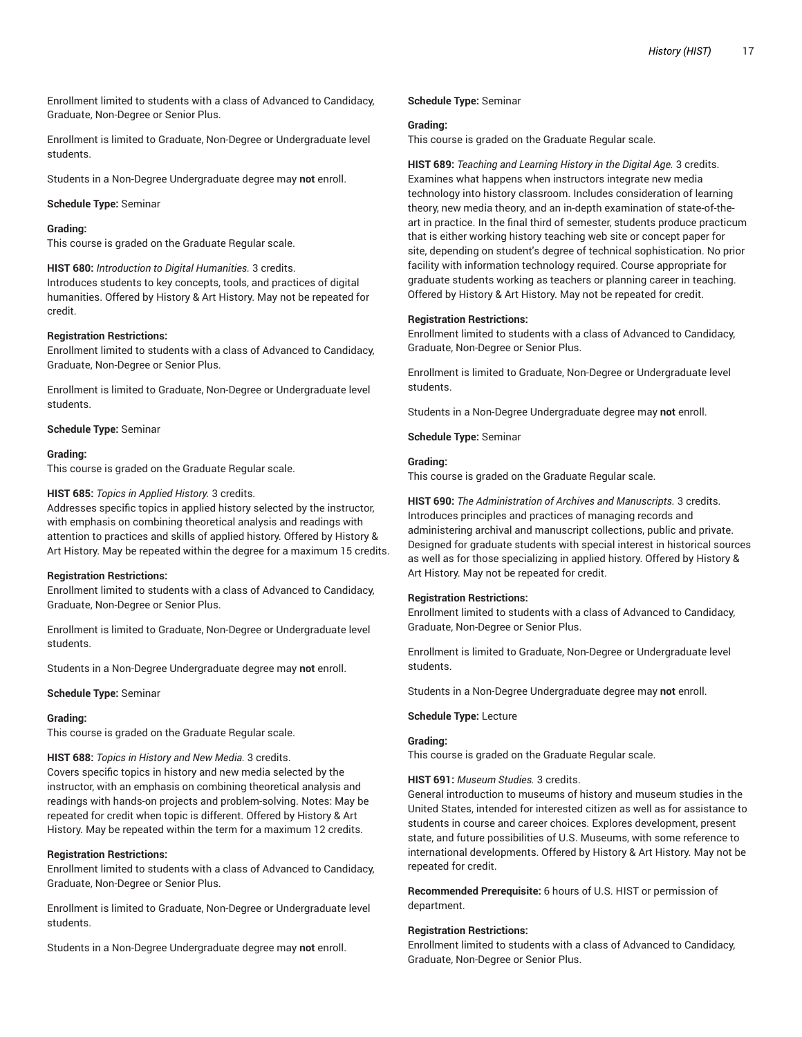Enrollment limited to students with a class of Advanced to Candidacy, Graduate, Non-Degree or Senior Plus.

Enrollment is limited to Graduate, Non-Degree or Undergraduate level students.

Students in a Non-Degree Undergraduate degree may **not** enroll.

**Schedule Type:** Seminar

**Grading:**
This course is graded on the Graduate Regular scale.

**HIST 680:** *Introduction to Digital Humanities.* 3 credits.
Introduces students to key concepts, tools, and practices of digital humanities. Offered by History & Art History. May not be repeated for credit.

**Registration Restrictions:**
Enrollment limited to students with a class of Advanced to Candidacy, Graduate, Non-Degree or Senior Plus.

Enrollment is limited to Graduate, Non-Degree or Undergraduate level students.

**Schedule Type:** Seminar

**Grading:**
This course is graded on the Graduate Regular scale.

**HIST 685:** *Topics in Applied History.* 3 credits.
Addresses specific topics in applied history selected by the instructor, with emphasis on combining theoretical analysis and readings with attention to practices and skills of applied history. Offered by History & Art History. May be repeated within the degree for a maximum 15 credits.

**Registration Restrictions:**
Enrollment limited to students with a class of Advanced to Candidacy, Graduate, Non-Degree or Senior Plus.

Enrollment is limited to Graduate, Non-Degree or Undergraduate level students.

Students in a Non-Degree Undergraduate degree may **not** enroll.

**Schedule Type:** Seminar

**Grading:**
This course is graded on the Graduate Regular scale.

**HIST 688:** *Topics in History and New Media.* 3 credits.
Covers specific topics in history and new media selected by the instructor, with an emphasis on combining theoretical analysis and readings with hands-on projects and problem-solving. Notes: May be repeated for credit when topic is different. Offered by History & Art History. May be repeated within the term for a maximum 12 credits.

**Registration Restrictions:**
Enrollment limited to students with a class of Advanced to Candidacy, Graduate, Non-Degree or Senior Plus.

Enrollment is limited to Graduate, Non-Degree or Undergraduate level students.

Students in a Non-Degree Undergraduate degree may **not** enroll.

**Schedule Type:** Seminar

**Grading:**
This course is graded on the Graduate Regular scale.

**HIST 689:** *Teaching and Learning History in the Digital Age.* 3 credits.
Examines what happens when instructors integrate new media technology into history classroom. Includes consideration of learning theory, new media theory, and an in-depth examination of state-of-the-art in practice. In the final third of semester, students produce practicum that is either working history teaching web site or concept paper for site, depending on student's degree of technical sophistication. No prior facility with information technology required. Course appropriate for graduate students working as teachers or planning career in teaching. Offered by History & Art History. May not be repeated for credit.

**Registration Restrictions:**
Enrollment limited to students with a class of Advanced to Candidacy, Graduate, Non-Degree or Senior Plus.

Enrollment is limited to Graduate, Non-Degree or Undergraduate level students.

Students in a Non-Degree Undergraduate degree may **not** enroll.

**Schedule Type:** Seminar

**Grading:**
This course is graded on the Graduate Regular scale.

**HIST 690:** *The Administration of Archives and Manuscripts.* 3 credits.
Introduces principles and practices of managing records and administering archival and manuscript collections, public and private. Designed for graduate students with special interest in historical sources as well as for those specializing in applied history. Offered by History & Art History. May not be repeated for credit.

**Registration Restrictions:**
Enrollment limited to students with a class of Advanced to Candidacy, Graduate, Non-Degree or Senior Plus.

Enrollment is limited to Graduate, Non-Degree or Undergraduate level students.

Students in a Non-Degree Undergraduate degree may **not** enroll.

**Schedule Type:** Lecture

**Grading:**
This course is graded on the Graduate Regular scale.

**HIST 691:** *Museum Studies.* 3 credits.
General introduction to museums of history and museum studies in the United States, intended for interested citizen as well as for assistance to students in course and career choices. Explores development, present state, and future possibilities of U.S. Museums, with some reference to international developments. Offered by History & Art History. May not be repeated for credit.

**Recommended Prerequisite:** 6 hours of U.S. HIST or permission of department.

**Registration Restrictions:**
Enrollment limited to students with a class of Advanced to Candidacy, Graduate, Non-Degree or Senior Plus.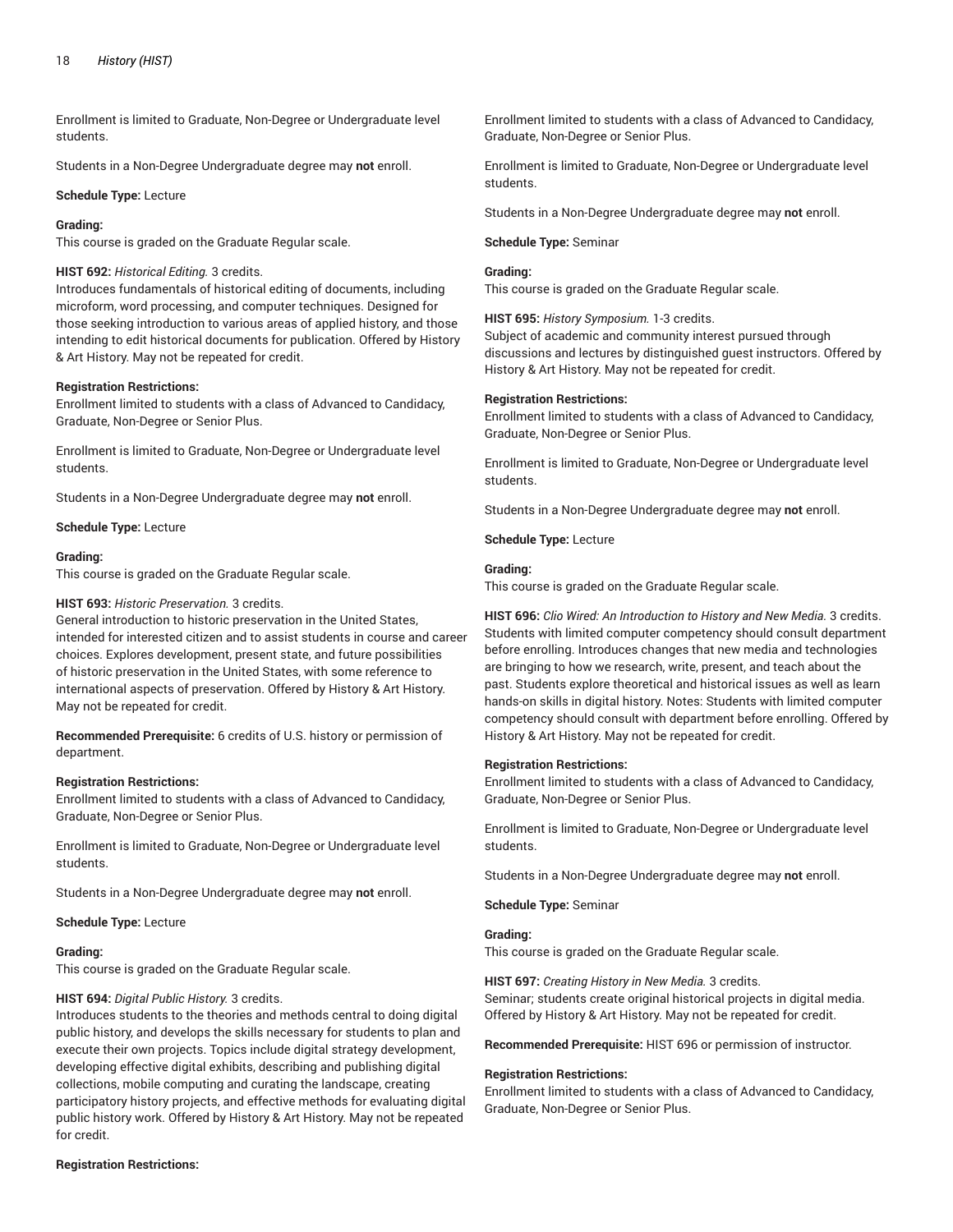Enrollment is limited to Graduate, Non-Degree or Undergraduate level students.

Students in a Non-Degree Undergraduate degree may **not** enroll.

**Schedule Type:** Lecture

**Grading:**
This course is graded on the Graduate Regular scale.

**HIST 692:** *Historical Editing.* 3 credits.
Introduces fundamentals of historical editing of documents, including microform, word processing, and computer techniques. Designed for those seeking introduction to various areas of applied history, and those intending to edit historical documents for publication. Offered by History & Art History. May not be repeated for credit.

**Registration Restrictions:**
Enrollment limited to students with a class of Advanced to Candidacy, Graduate, Non-Degree or Senior Plus.

Enrollment is limited to Graduate, Non-Degree or Undergraduate level students.

Students in a Non-Degree Undergraduate degree may **not** enroll.

**Schedule Type:** Lecture

**Grading:**
This course is graded on the Graduate Regular scale.

**HIST 693:** *Historic Preservation.* 3 credits.
General introduction to historic preservation in the United States, intended for interested citizen and to assist students in course and career choices. Explores development, present state, and future possibilities of historic preservation in the United States, with some reference to international aspects of preservation. Offered by History & Art History. May not be repeated for credit.

**Recommended Prerequisite:** 6 credits of U.S. history or permission of department.

**Registration Restrictions:**
Enrollment limited to students with a class of Advanced to Candidacy, Graduate, Non-Degree or Senior Plus.

Enrollment is limited to Graduate, Non-Degree or Undergraduate level students.

Students in a Non-Degree Undergraduate degree may **not** enroll.

**Schedule Type:** Lecture

**Grading:**
This course is graded on the Graduate Regular scale.

**HIST 694:** *Digital Public History.* 3 credits.
Introduces students to the theories and methods central to doing digital public history, and develops the skills necessary for students to plan and execute their own projects. Topics include digital strategy development, developing effective digital exhibits, describing and publishing digital collections, mobile computing and curating the landscape, creating participatory history projects, and effective methods for evaluating digital public history work. Offered by History & Art History. May not be repeated for credit.

**Registration Restrictions:**
Enrollment limited to students with a class of Advanced to Candidacy, Graduate, Non-Degree or Senior Plus.

Enrollment is limited to Graduate, Non-Degree or Undergraduate level students.

Students in a Non-Degree Undergraduate degree may **not** enroll.

**Schedule Type:** Seminar

**Grading:**
This course is graded on the Graduate Regular scale.

**HIST 695:** *History Symposium.* 1-3 credits.
Subject of academic and community interest pursued through discussions and lectures by distinguished guest instructors. Offered by History & Art History. May not be repeated for credit.

**Registration Restrictions:**
Enrollment limited to students with a class of Advanced to Candidacy, Graduate, Non-Degree or Senior Plus.

Enrollment is limited to Graduate, Non-Degree or Undergraduate level students.

Students in a Non-Degree Undergraduate degree may **not** enroll.

**Schedule Type:** Lecture

**Grading:**
This course is graded on the Graduate Regular scale.

**HIST 696:** *Clio Wired: An Introduction to History and New Media.* 3 credits.
Students with limited computer competency should consult department before enrolling. Introduces changes that new media and technologies are bringing to how we research, write, present, and teach about the past. Students explore theoretical and historical issues as well as learn hands-on skills in digital history. Notes: Students with limited computer competency should consult with department before enrolling. Offered by History & Art History. May not be repeated for credit.

**Registration Restrictions:**
Enrollment limited to students with a class of Advanced to Candidacy, Graduate, Non-Degree or Senior Plus.

Enrollment is limited to Graduate, Non-Degree or Undergraduate level students.

Students in a Non-Degree Undergraduate degree may **not** enroll.

**Schedule Type:** Seminar

**Grading:**
This course is graded on the Graduate Regular scale.

**HIST 697:** *Creating History in New Media.* 3 credits.
Seminar; students create original historical projects in digital media. Offered by History & Art History. May not be repeated for credit.

**Recommended Prerequisite:** HIST 696 or permission of instructor.

**Registration Restrictions:**
Enrollment limited to students with a class of Advanced to Candidacy, Graduate, Non-Degree or Senior Plus.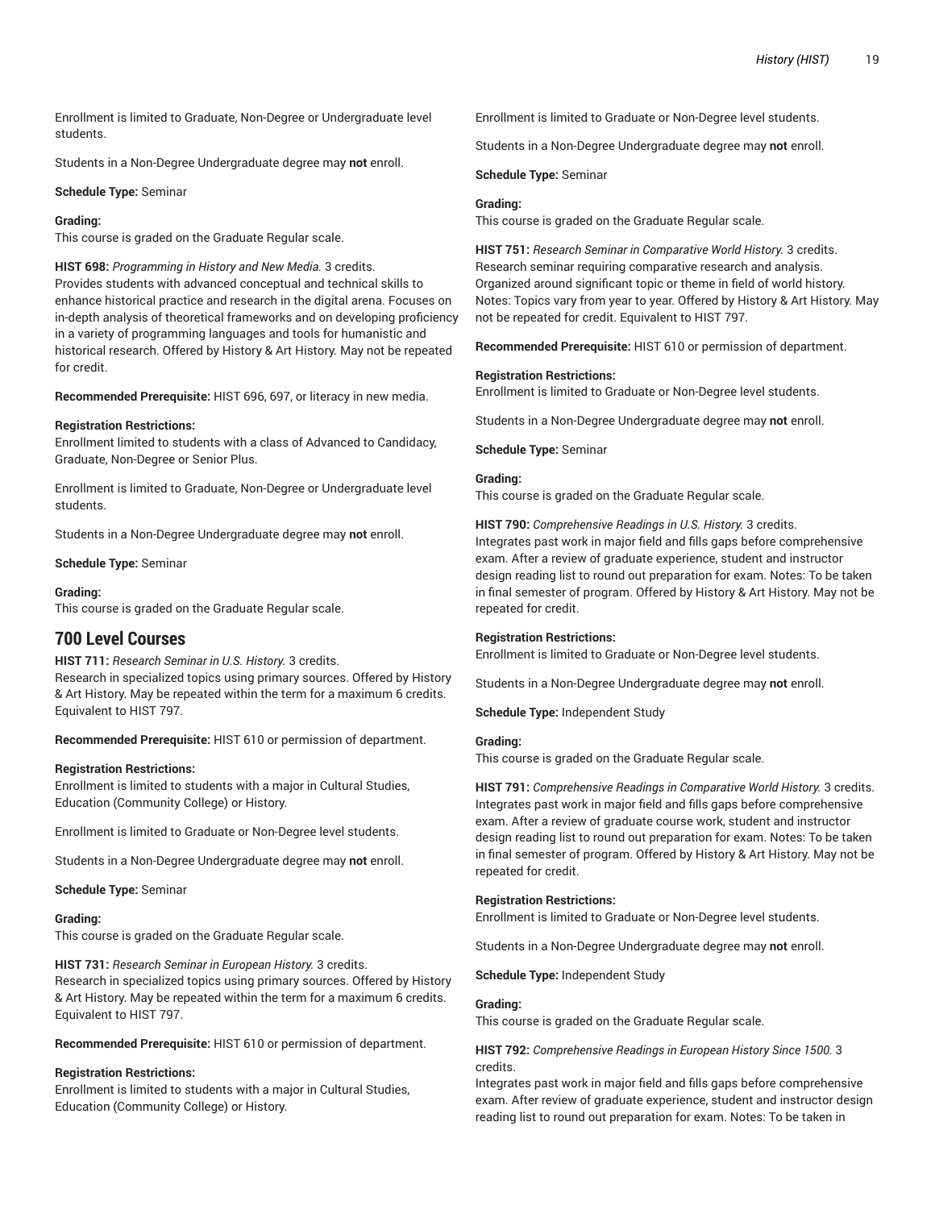Enrollment is limited to Graduate, Non-Degree or Undergraduate level students.

Students in a Non-Degree Undergraduate degree may **not** enroll.

**Schedule Type:** Seminar

**Grading:**
This course is graded on the Graduate Regular scale.

**HIST 698:** *Programming in History and New Media.* 3 credits.
Provides students with advanced conceptual and technical skills to enhance historical practice and research in the digital arena. Focuses on in-depth analysis of theoretical frameworks and on developing proficiency in a variety of programming languages and tools for humanistic and historical research. Offered by History & Art History. May not be repeated for credit.

**Recommended Prerequisite:** HIST 696, 697, or literacy in new media.

**Registration Restrictions:**
Enrollment limited to students with a class of Advanced to Candidacy, Graduate, Non-Degree or Senior Plus.

Enrollment is limited to Graduate, Non-Degree or Undergraduate level students.

Students in a Non-Degree Undergraduate degree may **not** enroll.

**Schedule Type:** Seminar

**Grading:**
This course is graded on the Graduate Regular scale.

## 700 Level Courses

**HIST 711:** *Research Seminar in U.S. History.* 3 credits.
Research in specialized topics using primary sources. Offered by History & Art History. May be repeated within the term for a maximum 6 credits. Equivalent to HIST 797.

**Recommended Prerequisite:** HIST 610 or permission of department.

**Registration Restrictions:**
Enrollment is limited to students with a major in Cultural Studies, Education (Community College) or History.

Enrollment is limited to Graduate or Non-Degree level students.

Students in a Non-Degree Undergraduate degree may **not** enroll.

**Schedule Type:** Seminar

**Grading:**
This course is graded on the Graduate Regular scale.

**HIST 731:** *Research Seminar in European History.* 3 credits.
Research in specialized topics using primary sources. Offered by History & Art History. May be repeated within the term for a maximum 6 credits. Equivalent to HIST 797.

**Recommended Prerequisite:** HIST 610 or permission of department.

**Registration Restrictions:**
Enrollment is limited to students with a major in Cultural Studies, Education (Community College) or History.

Enrollment is limited to Graduate or Non-Degree level students.

Students in a Non-Degree Undergraduate degree may **not** enroll.

**Schedule Type:** Seminar

**Grading:**
This course is graded on the Graduate Regular scale.

**HIST 751:** *Research Seminar in Comparative World History.* 3 credits.
Research seminar requiring comparative research and analysis. Organized around significant topic or theme in field of world history. Notes: Topics vary from year to year. Offered by History & Art History. May not be repeated for credit. Equivalent to HIST 797.

**Recommended Prerequisite:** HIST 610 or permission of department.

**Registration Restrictions:**
Enrollment is limited to Graduate or Non-Degree level students.

Students in a Non-Degree Undergraduate degree may **not** enroll.

**Schedule Type:** Seminar

**Grading:**
This course is graded on the Graduate Regular scale.

**HIST 790:** *Comprehensive Readings in U.S. History.* 3 credits.
Integrates past work in major field and fills gaps before comprehensive exam. After a review of graduate experience, student and instructor design reading list to round out preparation for exam. Notes: To be taken in final semester of program. Offered by History & Art History. May not be repeated for credit.

**Registration Restrictions:**
Enrollment is limited to Graduate or Non-Degree level students.

Students in a Non-Degree Undergraduate degree may **not** enroll.

**Schedule Type:** Independent Study

**Grading:**
This course is graded on the Graduate Regular scale.

**HIST 791:** *Comprehensive Readings in Comparative World History.* 3 credits.
Integrates past work in major field and fills gaps before comprehensive exam. After a review of graduate course work, student and instructor design reading list to round out preparation for exam. Notes: To be taken in final semester of program. Offered by History & Art History. May not be repeated for credit.

**Registration Restrictions:**
Enrollment is limited to Graduate or Non-Degree level students.

Students in a Non-Degree Undergraduate degree may **not** enroll.

**Schedule Type:** Independent Study

**Grading:**
This course is graded on the Graduate Regular scale.

**HIST 792:** *Comprehensive Readings in European History Since 1500.* 3 credits.
Integrates past work in major field and fills gaps before comprehensive exam. After review of graduate experience, student and instructor design reading list to round out preparation for exam. Notes: To be taken in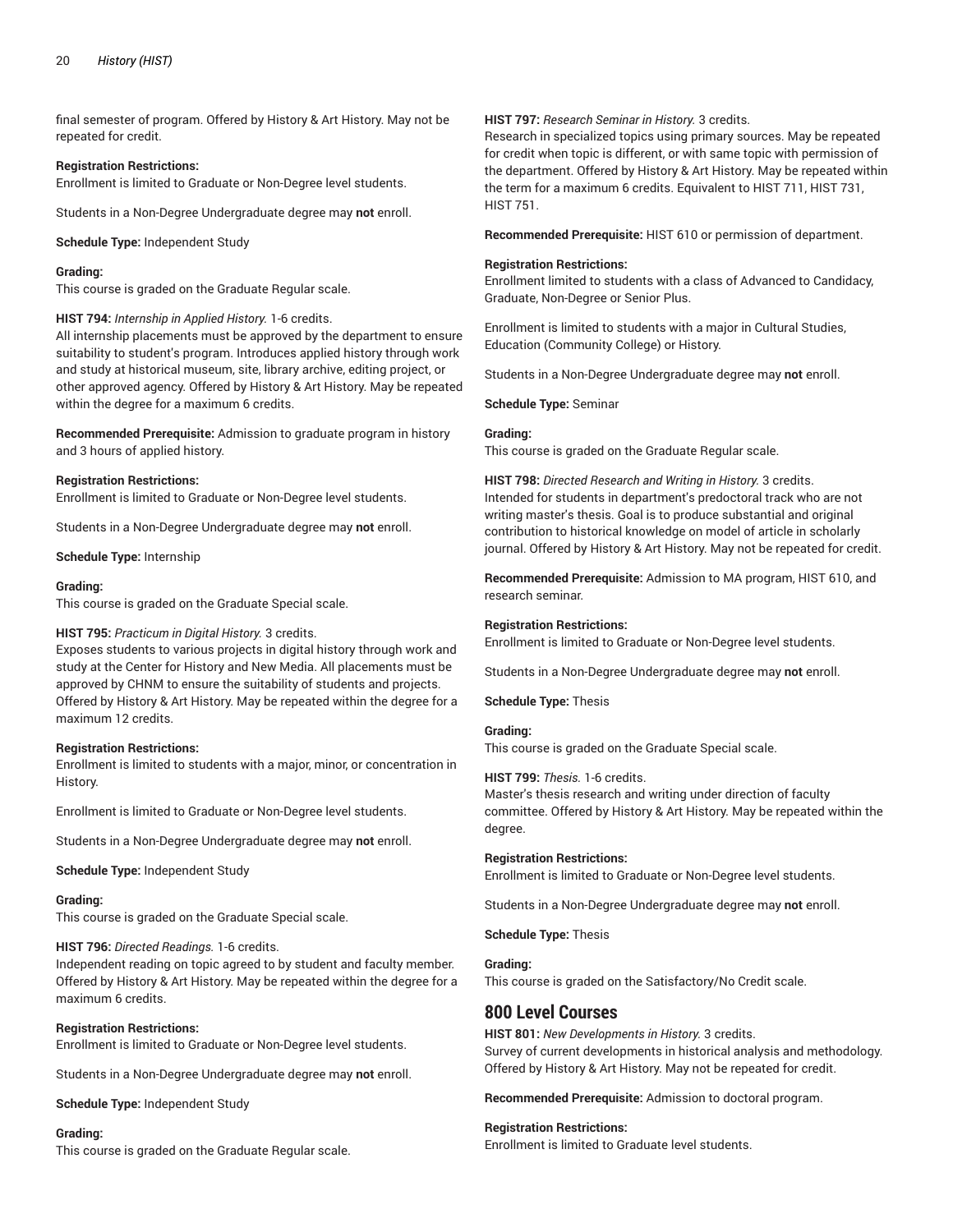final semester of program. Offered by History & Art History. May not be repeated for credit.

**Registration Restrictions:**
Enrollment is limited to Graduate or Non-Degree level students.

Students in a Non-Degree Undergraduate degree may **not** enroll.

**Schedule Type:** Independent Study

**Grading:**
This course is graded on the Graduate Regular scale.

**HIST 794:** *Internship in Applied History.* 1-6 credits.
All internship placements must be approved by the department to ensure suitability to student's program. Introduces applied history through work and study at historical museum, site, library archive, editing project, or other approved agency. Offered by History & Art History. May be repeated within the degree for a maximum 6 credits.

**Recommended Prerequisite:** Admission to graduate program in history and 3 hours of applied history.

**Registration Restrictions:**
Enrollment is limited to Graduate or Non-Degree level students.

Students in a Non-Degree Undergraduate degree may **not** enroll.

**Schedule Type:** Internship

**Grading:**
This course is graded on the Graduate Special scale.

**HIST 795:** *Practicum in Digital History.* 3 credits.
Exposes students to various projects in digital history through work and study at the Center for History and New Media. All placements must be approved by CHNM to ensure the suitability of students and projects. Offered by History & Art History. May be repeated within the degree for a maximum 12 credits.

**Registration Restrictions:**
Enrollment is limited to students with a major, minor, or concentration in History.

Enrollment is limited to Graduate or Non-Degree level students.

Students in a Non-Degree Undergraduate degree may **not** enroll.

**Schedule Type:** Independent Study

**Grading:**
This course is graded on the Graduate Special scale.

**HIST 796:** *Directed Readings.* 1-6 credits.
Independent reading on topic agreed to by student and faculty member. Offered by History & Art History. May be repeated within the degree for a maximum 6 credits.

**Registration Restrictions:**
Enrollment is limited to Graduate or Non-Degree level students.

Students in a Non-Degree Undergraduate degree may **not** enroll.

**Schedule Type:** Independent Study

**Grading:**
This course is graded on the Graduate Regular scale.

**HIST 797:** *Research Seminar in History.* 3 credits.
Research in specialized topics using primary sources. May be repeated for credit when topic is different, or with same topic with permission of the department. Offered by History & Art History. May be repeated within the term for a maximum 6 credits. Equivalent to HIST 711, HIST 731, HIST 751.

**Recommended Prerequisite:** HIST 610 or permission of department.

**Registration Restrictions:**
Enrollment limited to students with a class of Advanced to Candidacy, Graduate, Non-Degree or Senior Plus.

Enrollment is limited to students with a major in Cultural Studies, Education (Community College) or History.

Students in a Non-Degree Undergraduate degree may **not** enroll.

**Schedule Type:** Seminar

**Grading:**
This course is graded on the Graduate Regular scale.

**HIST 798:** *Directed Research and Writing in History.* 3 credits.
Intended for students in department's predoctoral track who are not writing master's thesis. Goal is to produce substantial and original contribution to historical knowledge on model of article in scholarly journal. Offered by History & Art History. May not be repeated for credit.

**Recommended Prerequisite:** Admission to MA program, HIST 610, and research seminar.

**Registration Restrictions:**
Enrollment is limited to Graduate or Non-Degree level students.

Students in a Non-Degree Undergraduate degree may **not** enroll.

**Schedule Type:** Thesis

**Grading:**
This course is graded on the Graduate Special scale.

**HIST 799:** *Thesis.* 1-6 credits.
Master's thesis research and writing under direction of faculty committee. Offered by History & Art History. May be repeated within the degree.

**Registration Restrictions:**
Enrollment is limited to Graduate or Non-Degree level students.

Students in a Non-Degree Undergraduate degree may **not** enroll.

**Schedule Type:** Thesis

**Grading:**
This course is graded on the Satisfactory/No Credit scale.

## 800 Level Courses

**HIST 801:** *New Developments in History.* 3 credits.
Survey of current developments in historical analysis and methodology. Offered by History & Art History. May not be repeated for credit.

**Recommended Prerequisite:** Admission to doctoral program.

**Registration Restrictions:**
Enrollment is limited to Graduate level students.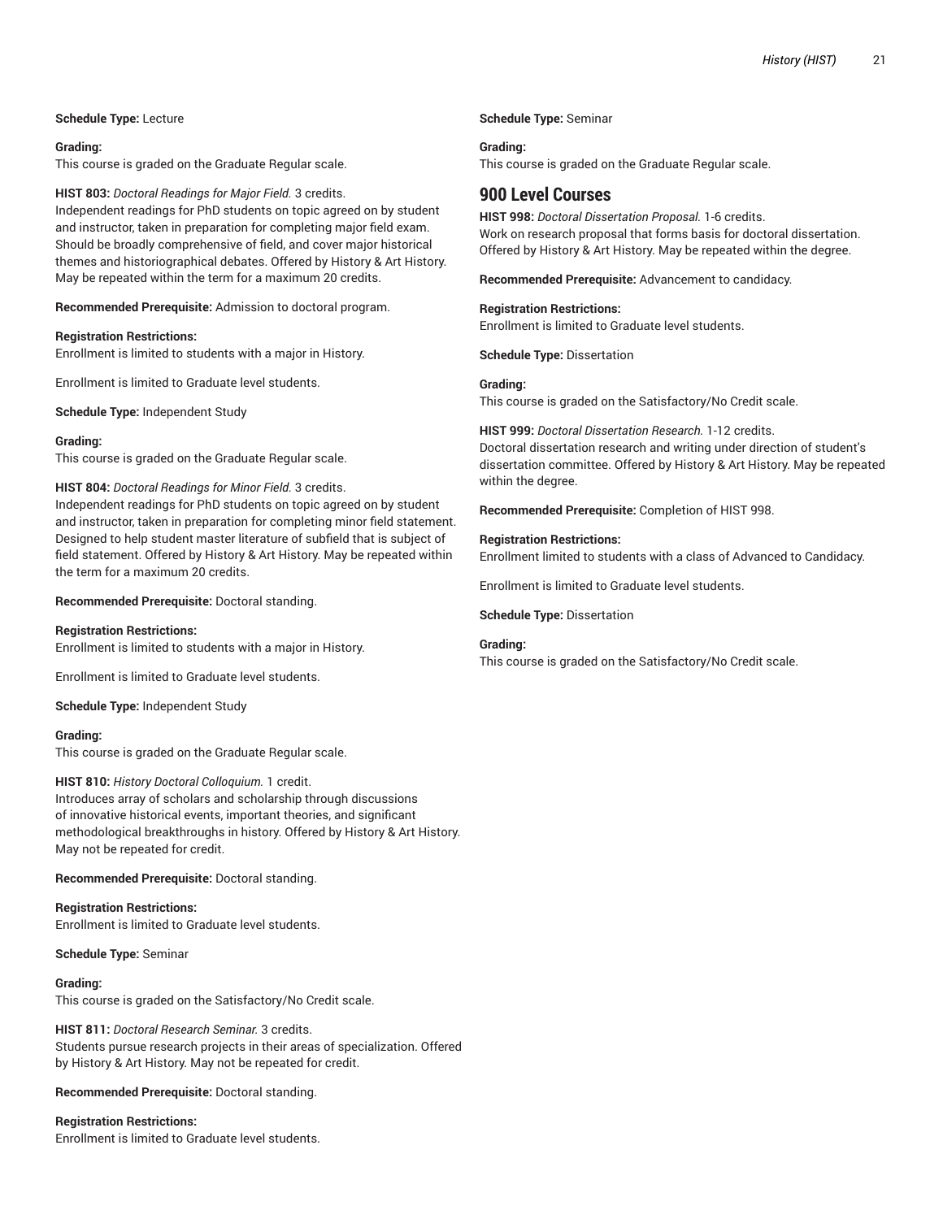**Schedule Type:** Lecture

**Grading:**
This course is graded on the Graduate Regular scale.

**HIST 803:** *Doctoral Readings for Major Field.* 3 credits.
Independent readings for PhD students on topic agreed on by student and instructor, taken in preparation for completing major field exam. Should be broadly comprehensive of field, and cover major historical themes and historiographical debates. Offered by History & Art History. May be repeated within the term for a maximum 20 credits.

**Recommended Prerequisite:** Admission to doctoral program.

**Registration Restrictions:**
Enrollment is limited to students with a major in History.

Enrollment is limited to Graduate level students.

**Schedule Type:** Independent Study

**Grading:**
This course is graded on the Graduate Regular scale.

**HIST 804:** *Doctoral Readings for Minor Field.* 3 credits.
Independent readings for PhD students on topic agreed on by student and instructor, taken in preparation for completing minor field statement. Designed to help student master literature of subfield that is subject of field statement. Offered by History & Art History. May be repeated within the term for a maximum 20 credits.

**Recommended Prerequisite:** Doctoral standing.

**Registration Restrictions:**
Enrollment is limited to students with a major in History.

Enrollment is limited to Graduate level students.

**Schedule Type:** Independent Study

**Grading:**
This course is graded on the Graduate Regular scale.

**HIST 810:** *History Doctoral Colloquium.* 1 credit.
Introduces array of scholars and scholarship through discussions of innovative historical events, important theories, and significant methodological breakthroughs in history. Offered by History & Art History. May not be repeated for credit.

**Recommended Prerequisite:** Doctoral standing.

**Registration Restrictions:**
Enrollment is limited to Graduate level students.

**Schedule Type:** Seminar

**Grading:**
This course is graded on the Satisfactory/No Credit scale.

**HIST 811:** *Doctoral Research Seminar.* 3 credits.
Students pursue research projects in their areas of specialization. Offered by History & Art History. May not be repeated for credit.

**Recommended Prerequisite:** Doctoral standing.

**Registration Restrictions:**
Enrollment is limited to Graduate level students.

**Schedule Type:** Seminar

**Grading:**
This course is graded on the Graduate Regular scale.

## 900 Level Courses

**HIST 998:** *Doctoral Dissertation Proposal.* 1-6 credits.
Work on research proposal that forms basis for doctoral dissertation. Offered by History & Art History. May be repeated within the degree.

**Recommended Prerequisite:** Advancement to candidacy.

**Registration Restrictions:**
Enrollment is limited to Graduate level students.

**Schedule Type:** Dissertation

**Grading:**
This course is graded on the Satisfactory/No Credit scale.

**HIST 999:** *Doctoral Dissertation Research.* 1-12 credits.
Doctoral dissertation research and writing under direction of student's dissertation committee. Offered by History & Art History. May be repeated within the degree.

**Recommended Prerequisite:** Completion of HIST 998.

**Registration Restrictions:**
Enrollment limited to students with a class of Advanced to Candidacy.

Enrollment is limited to Graduate level students.

**Schedule Type:** Dissertation

**Grading:**
This course is graded on the Satisfactory/No Credit scale.